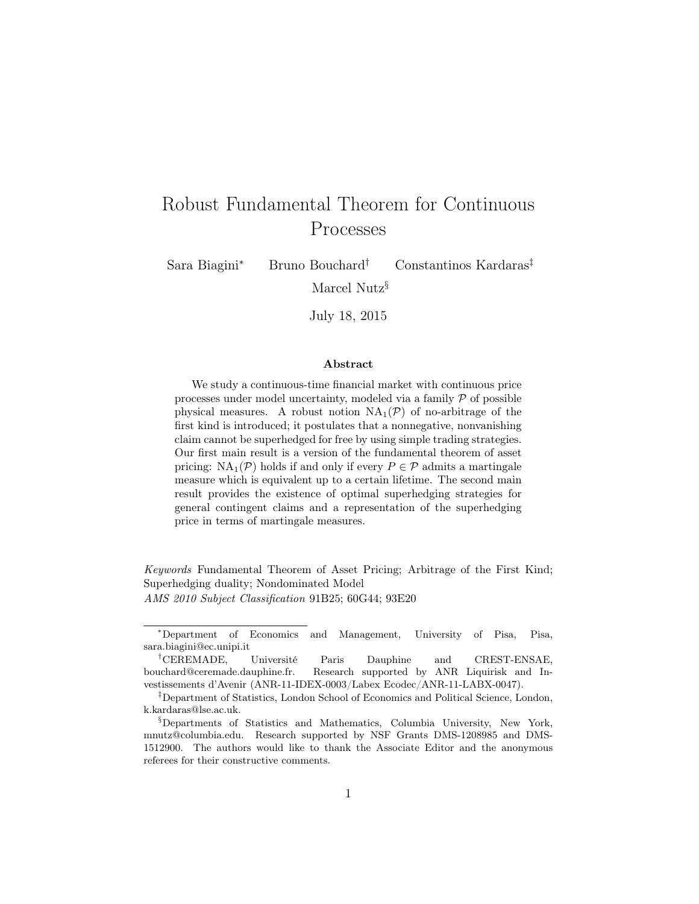# Robust Fundamental Theorem for Continuous Processes

Sara Biagini[*] Bruno Bouchard[†] Constantinos Kardaras[‡] Marcel Nutz[§]

July 18, 2015

### Abstract

We study a continuous-time financial market with continuous price processes under model uncertainty, modeled via a family $\mathcal{P}$ of possible physical measures. A robust notion $\mathrm{NA}_1(\mathcal{P})$ of no-arbitrage of the first kind is introduced; it postulates that a nonnegative, nonvanishing claim cannot be superhedged for free by using simple trading strategies. Our first main result is a version of the fundamental theorem of asset pricing: $\mathrm{NA}_1(\mathcal{P})$ holds if and only if every $P \in \mathcal{P}$ admits a martingale measure which is equivalent up to a certain lifetime. The second main result provides the existence of optimal superhedging strategies for general contingent claims and a representation of the superhedging price in terms of martingale measures.

*Keywords* Fundamental Theorem of Asset Pricing; Arbitrage of the First Kind; Superhedging duality; Nondominated Model

*AMS 2010 Subject Classification* 91B25; 60G44; 93E20

---

[*] Department of Economics and Management, University of Pisa, Pisa, sara.biagini@ec.unipi.it

[†] CEREMADE, Université Paris Dauphine and CREST-ENSAE, bouchard@ceremade.dauphine.fr. Research supported by ANR Liquirisk and Investissements d'Avenir (ANR-11-IDEX-0003/Labex Ecodec/ANR-11-LABX-0047).

[‡] Department of Statistics, London School of Economics and Political Science, London, k.kardaras@lse.ac.uk.

[§] Departments of Statistics and Mathematics, Columbia University, New York, mnutz@columbia.edu. Research supported by NSF Grants DMS-1208985 and DMS-1512900. The authors would like to thank the Associate Editor and the anonymous referees for their constructive comments.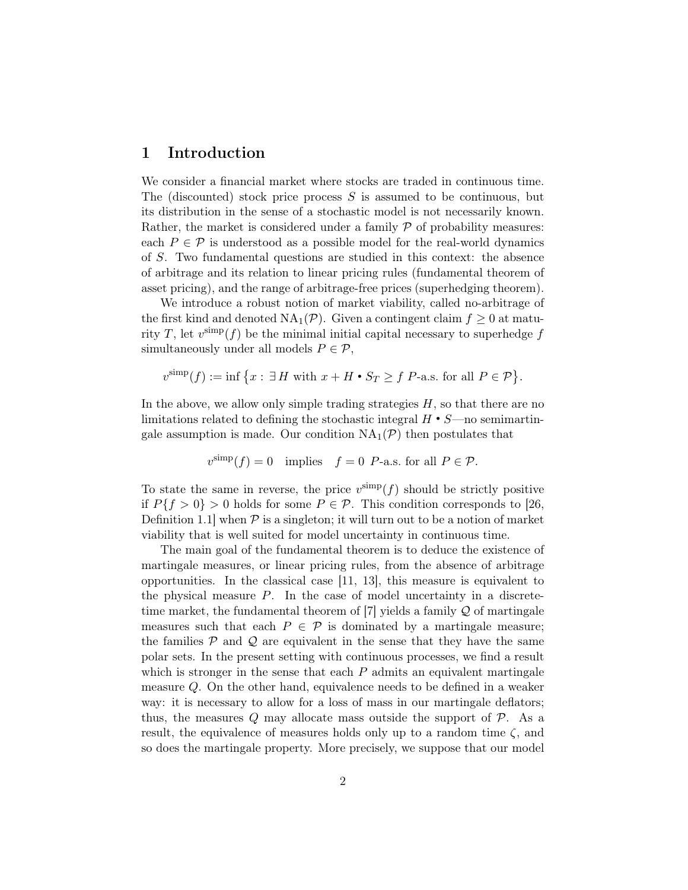# 1 Introduction

We consider a financial market where stocks are traded in continuous time. The (discounted) stock price process $S$ is assumed to be continuous, but its distribution in the sense of a stochastic model is not necessarily known. Rather, the market is considered under a family $\mathcal{P}$ of probability measures: each $P \in \mathcal{P}$ is understood as a possible model for the real-world dynamics of $S$. Two fundamental questions are studied in this context: the absence of arbitrage and its relation to linear pricing rules (fundamental theorem of asset pricing), and the range of arbitrage-free prices (superhedging theorem).

We introduce a robust notion of market viability, called no-arbitrage of the first kind and denoted $\mathrm{NA}_1(\mathcal{P})$. Given a contingent claim $f \geq 0$ at maturity $T$, let $v^{\mathrm{simp}}(f)$ be the minimal initial capital necessary to superhedge $f$ simultaneously under all models $P \in \mathcal{P}$,

$$v^{\mathrm{simp}}(f) := \inf \big\{ x : \exists\, H \text{ with } x + H \bullet S_T \geq f \ P\text{-a.s. for all } P \in \mathcal{P} \big\}.$$

In the above, we allow only simple trading strategies $H$, so that there are no limitations related to defining the stochastic integral $H \bullet S$—no semimartingale assumption is made. Our condition $\mathrm{NA}_1(\mathcal{P})$ then postulates that

$$v^{\mathrm{simp}}(f) = 0 \quad \text{implies} \quad f = 0 \ P\text{-a.s. for all } P \in \mathcal{P}.$$

To state the same in reverse, the price $v^{\mathrm{simp}}(f)$ should be strictly positive if $P\{f > 0\} > 0$ holds for some $P \in \mathcal{P}$. This condition corresponds to [26, Definition 1.1] when $\mathcal{P}$ is a singleton; it will turn out to be a notion of market viability that is well suited for model uncertainty in continuous time.

The main goal of the fundamental theorem is to deduce the existence of martingale measures, or linear pricing rules, from the absence of arbitrage opportunities. In the classical case [11, 13], this measure is equivalent to the physical measure $P$. In the case of model uncertainty in a discrete-time market, the fundamental theorem of [7] yields a family $\mathcal{Q}$ of martingale measures such that each $P \in \mathcal{P}$ is dominated by a martingale measure; the families $\mathcal{P}$ and $\mathcal{Q}$ are equivalent in the sense that they have the same polar sets. In the present setting with continuous processes, we find a result which is stronger in the sense that each $P$ admits an equivalent martingale measure $Q$. On the other hand, equivalence needs to be defined in a weaker way: it is necessary to allow for a loss of mass in our martingale deflators; thus, the measures $Q$ may allocate mass outside the support of $\mathcal{P}$. As a result, the equivalence of measures holds only up to a random time $\zeta$, and so does the martingale property. More precisely, we suppose that our model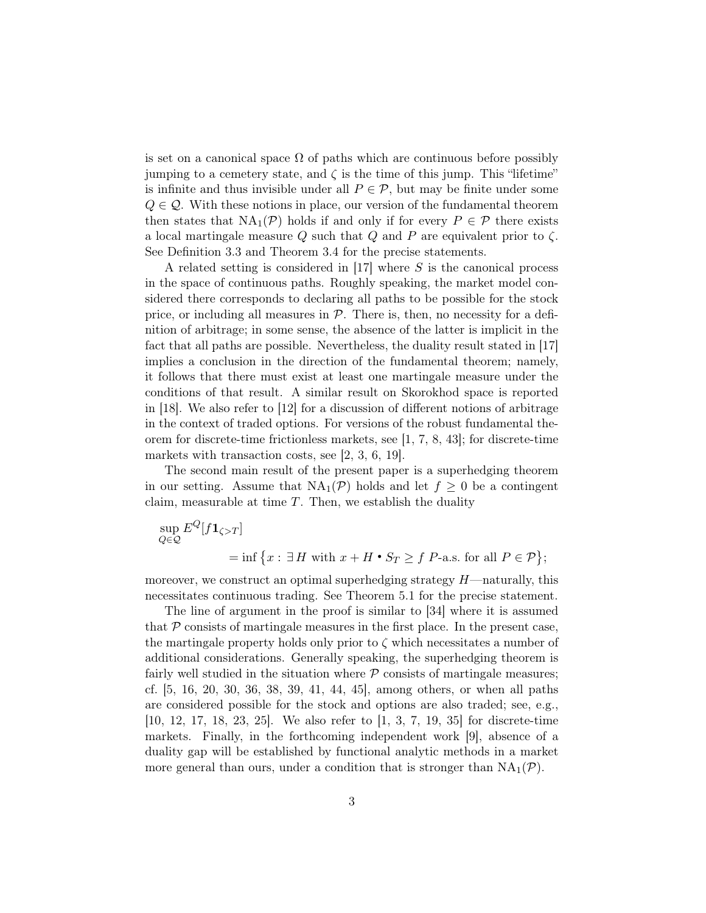is set on a canonical space $\Omega$ of paths which are continuous before possibly jumping to a cemetery state, and $\zeta$ is the time of this jump. This "lifetime" is infinite and thus invisible under all $P \in \mathcal{P}$, but may be finite under some $Q \in \mathcal{Q}$. With these notions in place, our version of the fundamental theorem then states that $\mathrm{NA}_1(\mathcal{P})$ holds if and only if for every $P \in \mathcal{P}$ there exists a local martingale measure $Q$ such that $Q$ and $P$ are equivalent prior to $\zeta$. See Definition 3.3 and Theorem 3.4 for the precise statements.

A related setting is considered in [17] where $S$ is the canonical process in the space of continuous paths. Roughly speaking, the market model considered there corresponds to declaring all paths to be possible for the stock price, or including all measures in $\mathcal{P}$. There is, then, no necessity for a definition of arbitrage; in some sense, the absence of the latter is implicit in the fact that all paths are possible. Nevertheless, the duality result stated in [17] implies a conclusion in the direction of the fundamental theorem; namely, it follows that there must exist at least one martingale measure under the conditions of that result. A similar result on Skorokhod space is reported in [18]. We also refer to [12] for a discussion of different notions of arbitrage in the context of traded options. For versions of the robust fundamental theorem for discrete-time frictionless markets, see [1, 7, 8, 43]; for discrete-time markets with transaction costs, see [2, 3, 6, 19].

The second main result of the present paper is a superhedging theorem in our setting. Assume that $\mathrm{NA}_1(\mathcal{P})$ holds and let $f \geq 0$ be a contingent claim, measurable at time $T$. Then, we establish the duality

$$\sup_{Q \in \mathcal{Q}} E^Q[f \mathbf{1}_{\zeta > T}] = \inf \big\{ x : \exists\, H \text{ with } x + H \bullet S_T \geq f \ P\text{-a.s. for all } P \in \mathcal{P} \big\};$$

moreover, we construct an optimal superhedging strategy $H$—naturally, this necessitates continuous trading. See Theorem 5.1 for the precise statement.

The line of argument in the proof is similar to [34] where it is assumed that $\mathcal{P}$ consists of martingale measures in the first place. In the present case, the martingale property holds only prior to $\zeta$ which necessitates a number of additional considerations. Generally speaking, the superhedging theorem is fairly well studied in the situation where $\mathcal{P}$ consists of martingale measures; cf. [5, 16, 20, 30, 36, 38, 39, 41, 44, 45], among others, or when all paths are considered possible for the stock and options are also traded; see, e.g., [10, 12, 17, 18, 23, 25]. We also refer to [1, 3, 7, 19, 35] for discrete-time markets. Finally, in the forthcoming independent work [9], absence of a duality gap will be established by functional analytic methods in a market more general than ours, under a condition that is stronger than $\mathrm{NA}_1(\mathcal{P})$.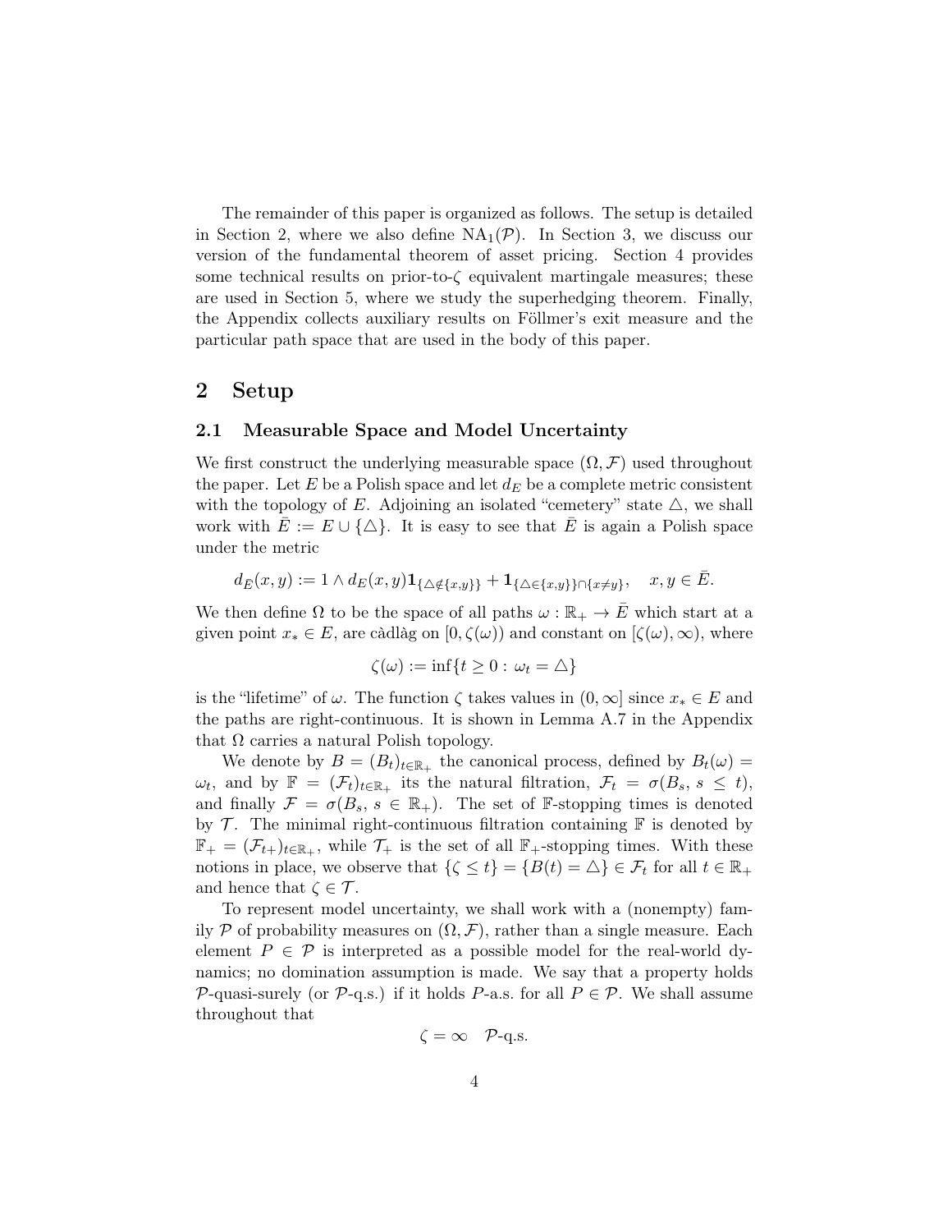The remainder of this paper is organized as follows. The setup is detailed in Section 2, where we also define $\mathrm{NA}_1(\mathcal{P})$. In Section 3, we discuss our version of the fundamental theorem of asset pricing. Section 4 provides some technical results on prior-to-$\zeta$ equivalent martingale measures; these are used in Section 5, where we study the superhedging theorem. Finally, the Appendix collects auxiliary results on Föllmer's exit measure and the particular path space that are used in the body of this paper.

## 2 Setup

### 2.1 Measurable Space and Model Uncertainty

We first construct the underlying measurable space $(\Omega, \mathcal{F})$ used throughout the paper. Let $E$ be a Polish space and let $d_E$ be a complete metric consistent with the topology of $E$. Adjoining an isolated "cemetery" state $\triangle$, we shall work with $\bar{E} := E \cup \{\triangle\}$. It is easy to see that $\bar{E}$ is again a Polish space under the metric

$$d_{\bar{E}}(x, y) := 1 \wedge d_E(x, y)\mathbf{1}_{\{\triangle \notin \{x,y\}\}} + \mathbf{1}_{\{\triangle \in \{x,y\}\} \cap \{x \neq y\}}, \quad x, y \in \bar{E}.$$

We then define $\Omega$ to be the space of all paths $\omega : \mathbb{R}_+ \to \bar{E}$ which start at a given point $x_* \in E$, are càdlàg on $[0, \zeta(\omega))$ and constant on $[\zeta(\omega), \infty)$, where

$$\zeta(\omega) := \inf\{t \geq 0 : \omega_t = \triangle\}$$

is the "lifetime" of $\omega$. The function $\zeta$ takes values in $(0, \infty]$ since $x_* \in E$ and the paths are right-continuous. It is shown in Lemma A.7 in the Appendix that $\Omega$ carries a natural Polish topology.

We denote by $B = (B_t)_{t \in \mathbb{R}_+}$ the canonical process, defined by $B_t(\omega) = \omega_t$, and by $\mathbb{F} = (\mathcal{F}_t)_{t \in \mathbb{R}_+}$ its the natural filtration, $\mathcal{F}_t = \sigma(B_s, s \leq t)$, and finally $\mathcal{F} = \sigma(B_s, s \in \mathbb{R}_+)$. The set of $\mathbb{F}$-stopping times is denoted by $\mathcal{T}$. The minimal right-continuous filtration containing $\mathbb{F}$ is denoted by $\mathbb{F}_+ = (\mathcal{F}_{t+})_{t \in \mathbb{R}_+}$, while $\mathcal{T}_+$ is the set of all $\mathbb{F}_+$-stopping times. With these notions in place, we observe that $\{\zeta \leq t\} = \{B(t) = \triangle\} \in \mathcal{F}_t$ for all $t \in \mathbb{R}_+$ and hence that $\zeta \in \mathcal{T}$.

To represent model uncertainty, we shall work with a (nonempty) family $\mathcal{P}$ of probability measures on $(\Omega, \mathcal{F})$, rather than a single measure. Each element $P \in \mathcal{P}$ is interpreted as a possible model for the real-world dynamics; no domination assumption is made. We say that a property holds $\mathcal{P}$-quasi-surely (or $\mathcal{P}$-q.s.) if it holds $P$-a.s. for all $P \in \mathcal{P}$. We shall assume throughout that

$$\zeta = \infty \quad \mathcal{P}\text{-q.s.}$$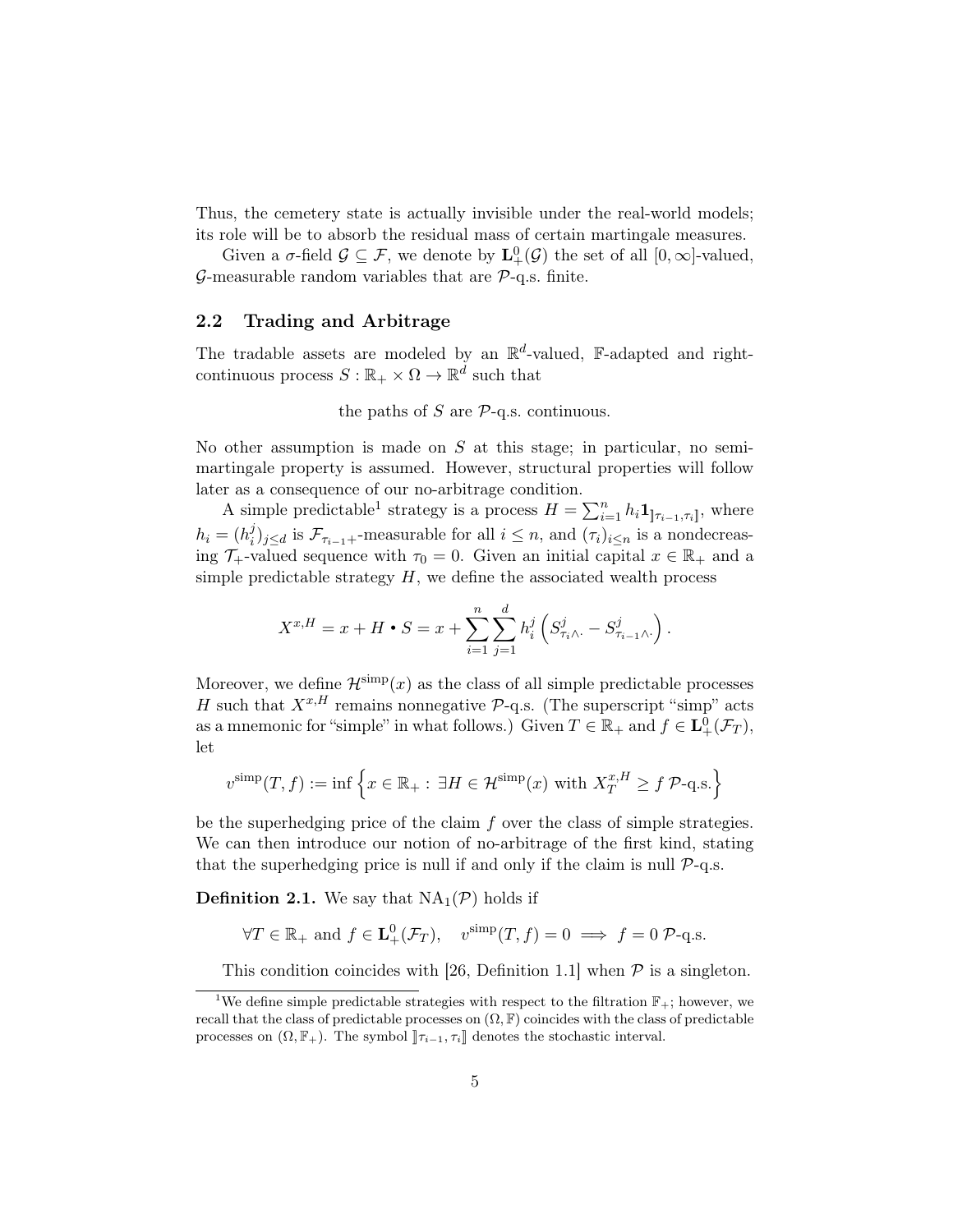Thus, the cemetery state is actually invisible under the real-world models; its role will be to absorb the residual mass of certain martingale measures.

Given a $\sigma$-field $\mathcal{G} \subseteq \mathcal{F}$, we denote by $\mathbf{L}^0_+(\mathcal{G})$ the set of all $[0,\infty]$-valued, $\mathcal{G}$-measurable random variables that are $\mathcal{P}$-q.s. finite.

## 2.2 Trading and Arbitrage

The tradable assets are modeled by an $\mathbb{R}^d$-valued, $\mathbb{F}$-adapted and right-continuous process $S : \mathbb{R}_+ \times \Omega \to \mathbb{R}^d$ such that

$$\text{the paths of } S \text{ are } \mathcal{P}\text{-q.s. continuous.}$$

No other assumption is made on $S$ at this stage; in particular, no semimartingale property is assumed. However, structural properties will follow later as a consequence of our no-arbitrage condition.

A simple predictable[1] strategy is a process $H = \sum_{i=1}^n h_i \mathbf{1}_{]\!]\tau_{i-1},\tau_i]\!]}$, where $h_i = (h_i^j)_{j\leq d}$ is $\mathcal{F}_{\tau_{i-1}+}$-measurable for all $i \leq n$, and $(\tau_i)_{i\leq n}$ is a nondecreasing $\mathcal{T}_+$-valued sequence with $\tau_0 = 0$. Given an initial capital $x \in \mathbb{R}_+$ and a simple predictable strategy $H$, we define the associated wealth process

$$X^{x,H} = x + H \bullet S = x + \sum_{i=1}^n \sum_{j=1}^d h_i^j \left( S^j_{\tau_i \wedge \cdot} - S^j_{\tau_{i-1}\wedge \cdot} \right).$$

Moreover, we define $\mathcal{H}^{\text{simp}}(x)$ as the class of all simple predictable processes $H$ such that $X^{x,H}$ remains nonnegative $\mathcal{P}$-q.s. (The superscript "simp" acts as a mnemonic for "simple" in what follows.) Given $T \in \mathbb{R}_+$ and $f \in \mathbf{L}^0_+(\mathcal{F}_T)$, let

$$v^{\text{simp}}(T,f) := \inf \left\{ x \in \mathbb{R}_+ : \exists H \in \mathcal{H}^{\text{simp}}(x) \text{ with } X_T^{x,H} \geq f \ \mathcal{P}\text{-q.s.} \right\}$$

be the superhedging price of the claim $f$ over the class of simple strategies. We can then introduce our notion of no-arbitrage of the first kind, stating that the superhedging price is null if and only if the claim is null $\mathcal{P}$-q.s.

**Definition 2.1.** We say that $\mathrm{NA}_1(\mathcal{P})$ holds if

$$\forall T \in \mathbb{R}_+ \text{ and } f \in \mathbf{L}^0_+(\mathcal{F}_T), \quad v^{\text{simp}}(T,f) = 0 \implies f = 0 \ \mathcal{P}\text{-q.s.}$$

This condition coincides with [26, Definition 1.1] when $\mathcal{P}$ is a singleton.

[1] We define simple predictable strategies with respect to the filtration $\mathbb{F}_+$; however, we recall that the class of predictable processes on $(\Omega, \mathbb{F})$ coincides with the class of predictable processes on $(\Omega, \mathbb{F}_+)$. The symbol $]\!]\tau_{i-1}, \tau_i]\!]$ denotes the stochastic interval.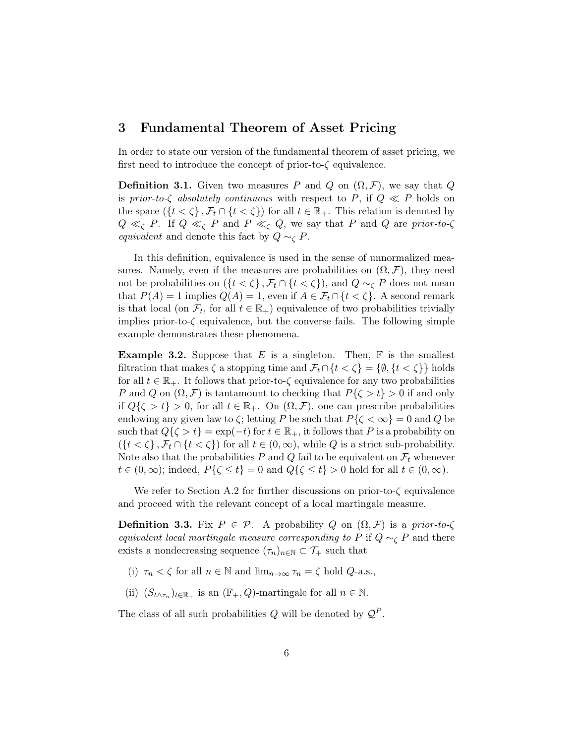## 3 Fundamental Theorem of Asset Pricing

In order to state our version of the fundamental theorem of asset pricing, we first need to introduce the concept of prior-to-$\zeta$ equivalence.

**Definition 3.1.** Given two measures $P$ and $Q$ on $(\Omega, \mathcal{F})$, we say that $Q$ is *prior-to-$\zeta$ absolutely continuous* with respect to $P$, if $Q \ll P$ holds on the space $(\{t < \zeta\}, \mathcal{F}_t \cap \{t < \zeta\})$ for all $t \in \mathbb{R}_+$. This relation is denoted by $Q \ll_\zeta P$. If $Q \ll_\zeta P$ and $P \ll_\zeta Q$, we say that $P$ and $Q$ are *prior-to-$\zeta$ equivalent* and denote this fact by $Q \sim_\zeta P$.

In this definition, equivalence is used in the sense of unnormalized measures. Namely, even if the measures are probabilities on $(\Omega, \mathcal{F})$, they need not be probabilities on $(\{t < \zeta\}, \mathcal{F}_t \cap \{t < \zeta\})$, and $Q \sim_\zeta P$ does not mean that $P(A) = 1$ implies $Q(A) = 1$, even if $A \in \mathcal{F}_t \cap \{t < \zeta\}$. A second remark is that local (on $\mathcal{F}_t$, for all $t \in \mathbb{R}_+$) equivalence of two probabilities trivially implies prior-to-$\zeta$ equivalence, but the converse fails. The following simple example demonstrates these phenomena.

**Example 3.2.** Suppose that $E$ is a singleton. Then, $\mathbb{F}$ is the smallest filtration that makes $\zeta$ a stopping time and $\mathcal{F}_t \cap \{t < \zeta\} = \{\emptyset, \{t < \zeta\}\}$ holds for all $t \in \mathbb{R}_+$. It follows that prior-to-$\zeta$ equivalence for any two probabilities $P$ and $Q$ on $(\Omega, \mathcal{F})$ is tantamount to checking that $P\{\zeta > t\} > 0$ if and only if $Q\{\zeta > t\} > 0$, for all $t \in \mathbb{R}_+$. On $(\Omega, \mathcal{F})$, one can prescribe probabilities endowing any given law to $\zeta$; letting $P$ be such that $P\{\zeta < \infty\} = 0$ and $Q$ be such that $Q\{\zeta > t\} = \exp(-t)$ for $t \in \mathbb{R}_+$, it follows that $P$ is a probability on $(\{t < \zeta\}, \mathcal{F}_t \cap \{t < \zeta\})$ for all $t \in (0, \infty)$, while $Q$ is a strict sub-probability. Note also that the probabilities $P$ and $Q$ fail to be equivalent on $\mathcal{F}_t$ whenever $t \in (0, \infty)$; indeed, $P\{\zeta \leq t\} = 0$ and $Q\{\zeta \leq t\} > 0$ hold for all $t \in (0, \infty)$.

We refer to Section A.2 for further discussions on prior-to-$\zeta$ equivalence and proceed with the relevant concept of a local martingale measure.

**Definition 3.3.** Fix $P \in \mathcal{P}$. A probability $Q$ on $(\Omega, \mathcal{F})$ is a *prior-to-$\zeta$ equivalent local martingale measure corresponding to* $P$ if $Q \sim_\zeta P$ and there exists a nondecreasing sequence $(\tau_n)_{n \in \mathbb{N}} \subset \mathcal{T}_+$ such that

(i) $\tau_n < \zeta$ for all $n \in \mathbb{N}$ and $\lim_{n \to \infty} \tau_n = \zeta$ hold $Q$-a.s.,

(ii) $(S_{t \wedge \tau_n})_{t \in \mathbb{R}_+}$ is an $(\mathbb{F}_+, Q)$-martingale for all $n \in \mathbb{N}$.

The class of all such probabilities $Q$ will be denoted by $\mathcal{Q}^P$.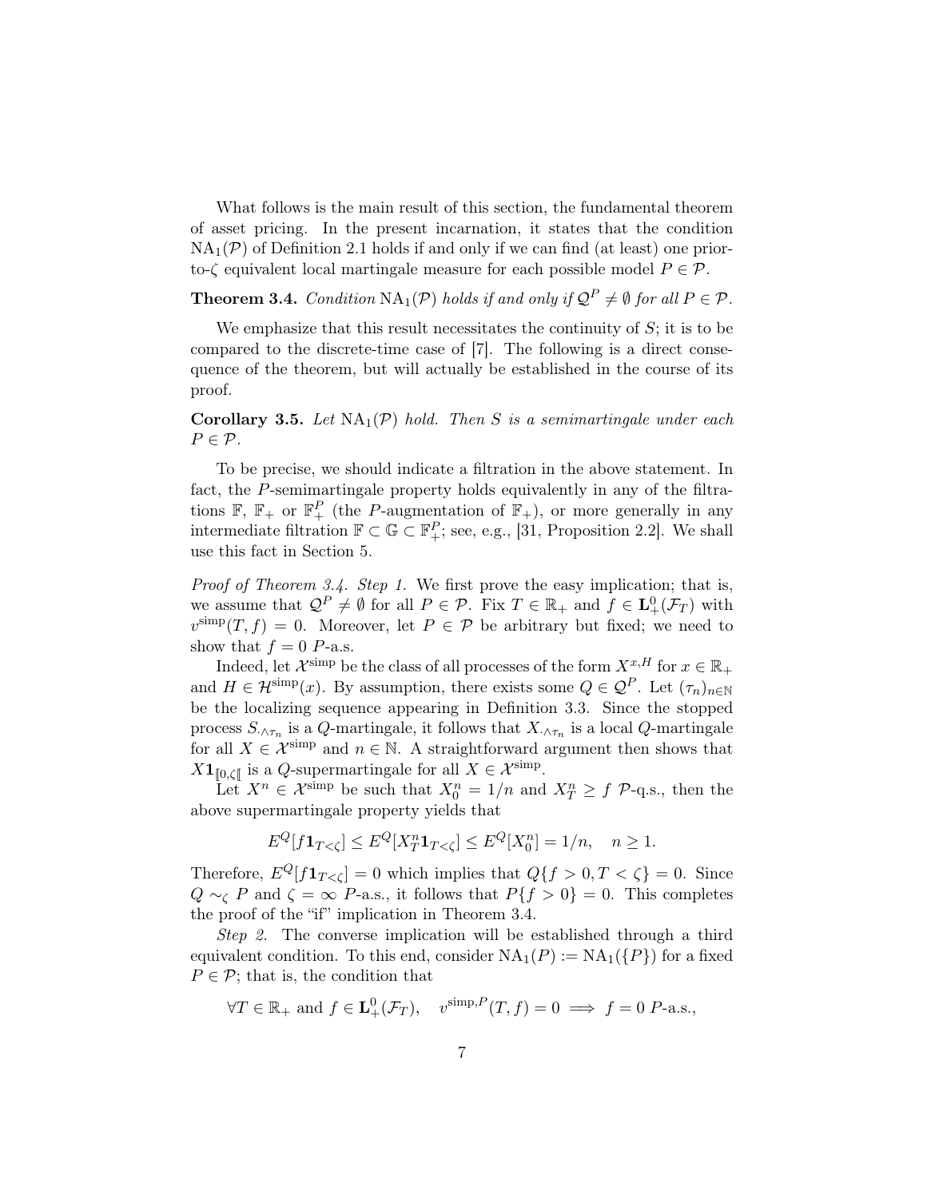What follows is the main result of this section, the fundamental theorem of asset pricing. In the present incarnation, it states that the condition $\mathrm{NA}_1(\mathcal{P})$ of Definition 2.1 holds if and only if we can find (at least) one prior-to-$\zeta$ equivalent local martingale measure for each possible model $P \in \mathcal{P}$.

**Theorem 3.4.** *Condition* $\mathrm{NA}_1(\mathcal{P})$ *holds if and only if* $\mathcal{Q}^P \neq \emptyset$ *for all* $P \in \mathcal{P}$.

We emphasize that this result necessitates the continuity of $S$; it is to be compared to the discrete-time case of [7]. The following is a direct consequence of the theorem, but will actually be established in the course of its proof.

**Corollary 3.5.** *Let* $\mathrm{NA}_1(\mathcal{P})$ *hold. Then* $S$ *is a semimartingale under each* $P \in \mathcal{P}$.

To be precise, we should indicate a filtration in the above statement. In fact, the $P$-semimartingale property holds equivalently in any of the filtrations $\mathbb{F}$, $\mathbb{F}_+$ or $\mathbb{F}_+^P$ (the $P$-augmentation of $\mathbb{F}_+$), or more generally in any intermediate filtration $\mathbb{F} \subset \mathbb{G} \subset \mathbb{F}_+^P$; see, e.g., [31, Proposition 2.2]. We shall use this fact in Section 5.

*Proof of Theorem 3.4. Step 1.* We first prove the easy implication; that is, we assume that $\mathcal{Q}^P \neq \emptyset$ for all $P \in \mathcal{P}$. Fix $T \in \mathbb{R}_+$ and $f \in \mathbf{L}_+^0(\mathcal{F}_T)$ with $v^{\mathrm{simp}}(T, f) = 0$. Moreover, let $P \in \mathcal{P}$ be arbitrary but fixed; we need to show that $f = 0$ $P$-a.s.

Indeed, let $\mathcal{X}^{\mathrm{simp}}$ be the class of all processes of the form $X^{x,H}$ for $x \in \mathbb{R}_+$ and $H \in \mathcal{H}^{\mathrm{simp}}(x)$. By assumption, there exists some $Q \in \mathcal{Q}^P$. Let $(\tau_n)_{n \in \mathbb{N}}$ be the localizing sequence appearing in Definition 3.3. Since the stopped process $S_{\cdot \wedge \tau_n}$ is a $Q$-martingale, it follows that $X_{\cdot \wedge \tau_n}$ is a local $Q$-martingale for all $X \in \mathcal{X}^{\mathrm{simp}}$ and $n \in \mathbb{N}$. A straightforward argument then shows that $X \mathbf{1}_{[\![0,\zeta[\![}$ is a $Q$-supermartingale for all $X \in \mathcal{X}^{\mathrm{simp}}$.

Let $X^n \in \mathcal{X}^{\mathrm{simp}}$ be such that $X_0^n = 1/n$ and $X_T^n \geq f$ $\mathcal{P}$-q.s., then the above supermartingale property yields that

$$E^Q[f \mathbf{1}_{T < \zeta}] \leq E^Q[X_T^n \mathbf{1}_{T < \zeta}] \leq E^Q[X_0^n] = 1/n, \quad n \geq 1.$$

Therefore, $E^Q[f \mathbf{1}_{T<\zeta}] = 0$ which implies that $Q\{f > 0, T < \zeta\} = 0$. Since $Q \sim_\zeta P$ and $\zeta = \infty$ $P$-a.s., it follows that $P\{f > 0\} = 0$. This completes the proof of the "if" implication in Theorem 3.4.

*Step 2.* The converse implication will be established through a third equivalent condition. To this end, consider $\mathrm{NA}_1(P) := \mathrm{NA}_1(\{P\})$ for a fixed $P \in \mathcal{P}$; that is, the condition that

$$\forall T \in \mathbb{R}_+ \text{ and } f \in \mathbf{L}_+^0(\mathcal{F}_T), \quad v^{\mathrm{simp},P}(T, f) = 0 \implies f = 0 \ P\text{-a.s.},$$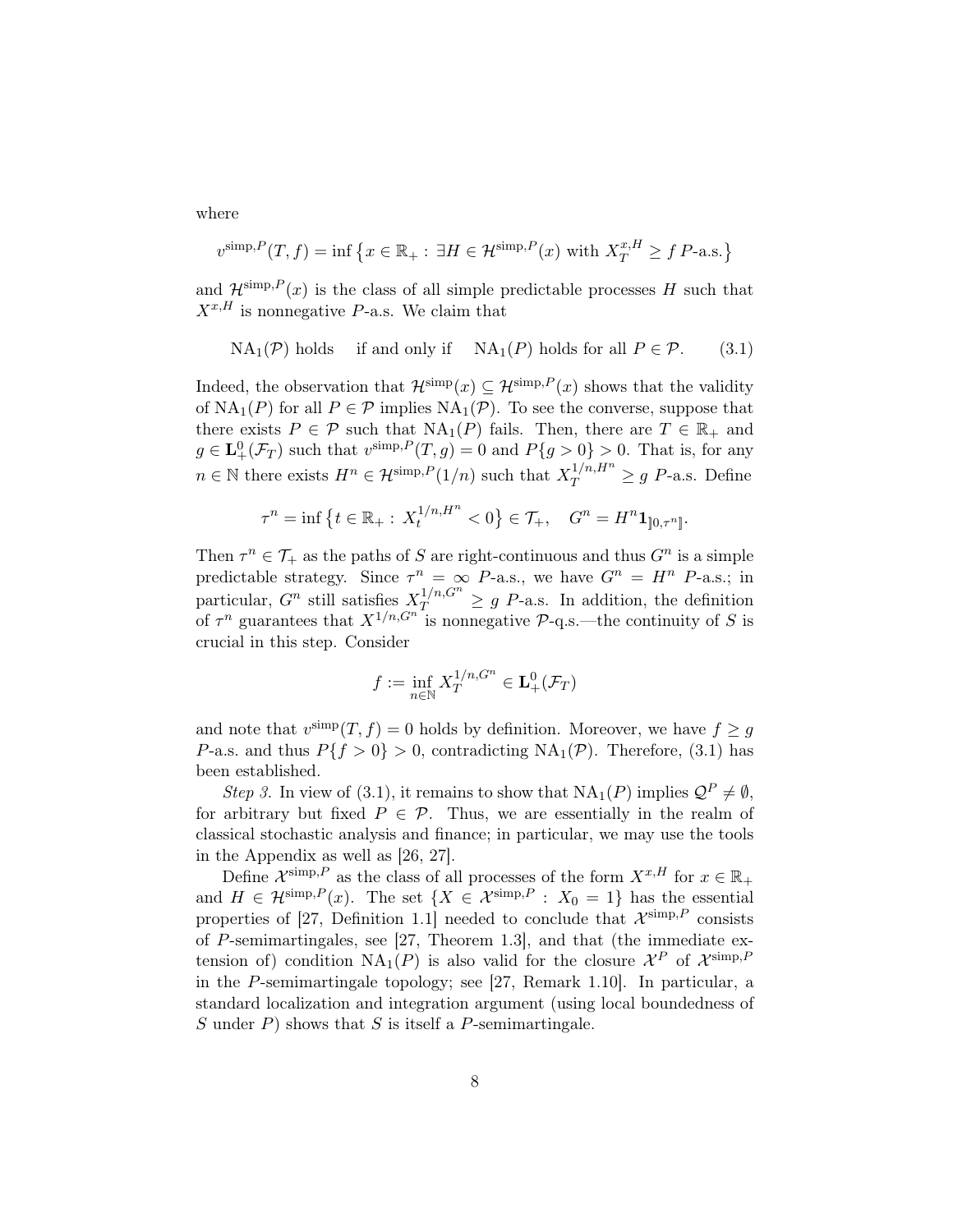where

$$v^{\mathrm{simp},P}(T,f) = \inf\big\{x \in \mathbb{R}_+ :\, \exists H \in \mathcal{H}^{\mathrm{simp},P}(x) \text{ with } X_T^{x,H} \geq f \; P\text{-a.s.}\big\}$$

and $\mathcal{H}^{\mathrm{simp},P}(x)$ is the class of all simple predictable processes $H$ such that $X^{x,H}$ is nonnegative $P$-a.s. We claim that

$$\mathrm{NA}_1(\mathcal{P}) \text{ holds} \quad \text{ if and only if } \quad \mathrm{NA}_1(P) \text{ holds for all } P \in \mathcal{P}. \tag{3.1}$$

Indeed, the observation that $\mathcal{H}^{\mathrm{simp}}(x) \subseteq \mathcal{H}^{\mathrm{simp},P}(x)$ shows that the validity of $\mathrm{NA}_1(P)$ for all $P \in \mathcal{P}$ implies $\mathrm{NA}_1(\mathcal{P})$. To see the converse, suppose that there exists $P \in \mathcal{P}$ such that $\mathrm{NA}_1(P)$ fails. Then, there are $T \in \mathbb{R}_+$ and $g \in \mathbf{L}^0_+(\mathcal{F}_T)$ such that $v^{\mathrm{simp},P}(T,g) = 0$ and $P\{g > 0\} > 0$. That is, for any $n \in \mathbb{N}$ there exists $H^n \in \mathcal{H}^{\mathrm{simp},P}(1/n)$ such that $X_T^{1/n,H^n} \geq g$ $P$-a.s. Define

$$\tau^n = \inf\big\{t \in \mathbb{R}_+ :\, X_t^{1/n,H^n} < 0\big\} \in \mathcal{T}_+, \quad G^n = H^n \mathbf{1}_{]\!]0,\tau^n]\!]}.$$

Then $\tau^n \in \mathcal{T}_+$ as the paths of $S$ are right-continuous and thus $G^n$ is a simple predictable strategy. Since $\tau^n = \infty$ $P$-a.s., we have $G^n = H^n$ $P$-a.s.; in particular, $G^n$ still satisfies $X_T^{1/n,G^n} \geq g$ $P$-a.s. In addition, the definition of $\tau^n$ guarantees that $X^{1/n,G^n}$ is nonnegative $\mathcal{P}$-q.s.—the continuity of $S$ is crucial in this step. Consider

$$f := \inf_{n\in\mathbb{N}} X_T^{1/n,G^n} \in \mathbf{L}^0_+(\mathcal{F}_T)$$

and note that $v^{\mathrm{simp}}(T,f) = 0$ holds by definition. Moreover, we have $f \geq g$ $P$-a.s. and thus $P\{f > 0\} > 0$, contradicting $\mathrm{NA}_1(\mathcal{P})$. Therefore, (3.1) has been established.

*Step 3.* In view of (3.1), it remains to show that $\mathrm{NA}_1(P)$ implies $\mathcal{Q}^P \neq \emptyset$, for arbitrary but fixed $P \in \mathcal{P}$. Thus, we are essentially in the realm of classical stochastic analysis and finance; in particular, we may use the tools in the Appendix as well as [26, 27].

Define $\mathcal{X}^{\mathrm{simp},P}$ as the class of all processes of the form $X^{x,H}$ for $x \in \mathbb{R}_+$ and $H \in \mathcal{H}^{\mathrm{simp},P}(x)$. The set $\{X \in \mathcal{X}^{\mathrm{simp},P} :\, X_0 = 1\}$ has the essential properties of [27, Definition 1.1] needed to conclude that $\mathcal{X}^{\mathrm{simp},P}$ consists of $P$-semimartingales, see [27, Theorem 1.3], and that (the immediate extension of) condition $\mathrm{NA}_1(P)$ is also valid for the closure $\mathcal{X}^P$ of $\mathcal{X}^{\mathrm{simp},P}$ in the $P$-semimartingale topology; see [27, Remark 1.10]. In particular, a standard localization and integration argument (using local boundedness of $S$ under $P$) shows that $S$ is itself a $P$-semimartingale.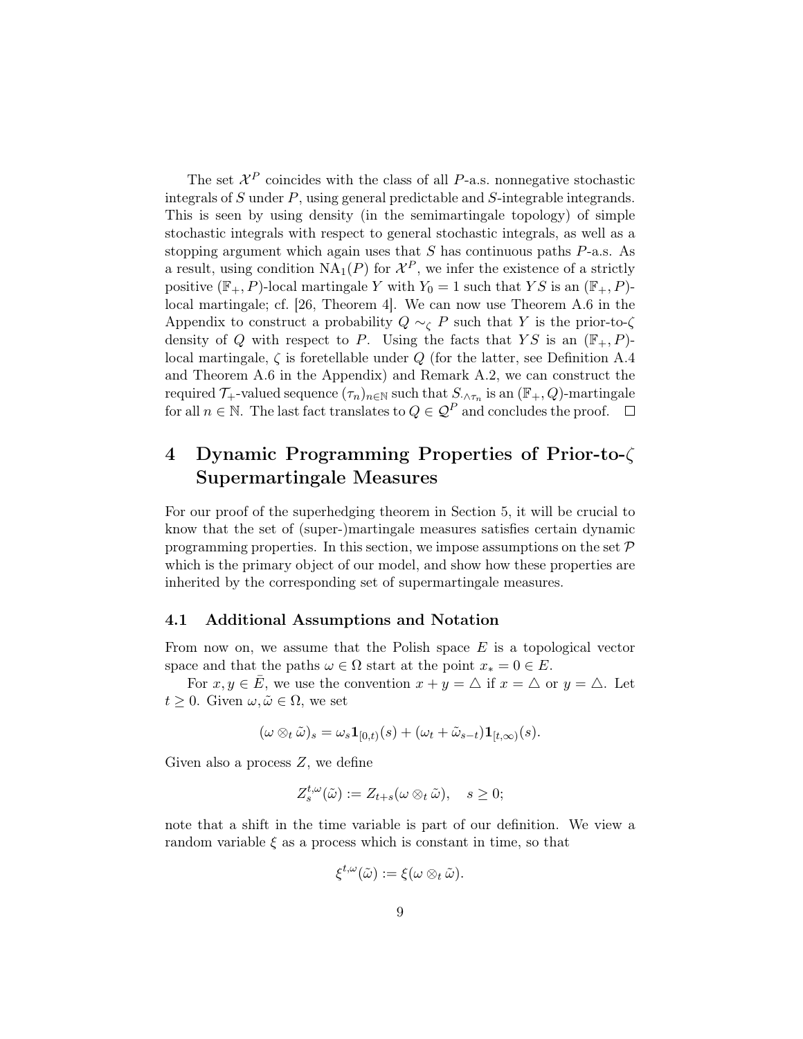The set $\mathcal{X}^P$ coincides with the class of all $P$-a.s. nonnegative stochastic integrals of $S$ under $P$, using general predictable and $S$-integrable integrands. This is seen by using density (in the semimartingale topology) of simple stochastic integrals with respect to general stochastic integrals, as well as a stopping argument which again uses that $S$ has continuous paths $P$-a.s. As a result, using condition $\mathrm{NA}_1(P)$ for $\mathcal{X}^P$, we infer the existence of a strictly positive $(\mathbb{F}_+, P)$-local martingale $Y$ with $Y_0 = 1$ such that $YS$ is an $(\mathbb{F}_+, P)$-local martingale; cf. [26, Theorem 4]. We can now use Theorem A.6 in the Appendix to construct a probability $Q \sim_\zeta P$ such that $Y$ is the prior-to-$\zeta$ density of $Q$ with respect to $P$. Using the facts that $YS$ is an $(\mathbb{F}_+, P)$-local martingale, $\zeta$ is foretellable under $Q$ (for the latter, see Definition A.4 and Theorem A.6 in the Appendix) and Remark A.2, we can construct the required $\mathcal{T}_+$-valued sequence $(\tau_n)_{n\in\mathbb{N}}$ such that $S_{\cdot\wedge\tau_n}$ is an $(\mathbb{F}_+, Q)$-martingale for all $n \in \mathbb{N}$. The last fact translates to $Q \in \mathcal{Q}^P$ and concludes the proof. $\square$

# 4 Dynamic Programming Properties of Prior-to-$\zeta$ Supermartingale Measures

For our proof of the superhedging theorem in Section 5, it will be crucial to know that the set of (super-)martingale measures satisfies certain dynamic programming properties. In this section, we impose assumptions on the set $\mathcal{P}$ which is the primary object of our model, and show how these properties are inherited by the corresponding set of supermartingale measures.

## 4.1 Additional Assumptions and Notation

From now on, we assume that the Polish space $E$ is a topological vector space and that the paths $\omega \in \Omega$ start at the point $x_* = 0 \in E$.

For $x, y \in \bar{E}$, we use the convention $x + y = \triangle$ if $x = \triangle$ or $y = \triangle$. Let $t \geq 0$. Given $\omega, \tilde{\omega} \in \Omega$, we set

$$(\omega \otimes_t \tilde{\omega})_s = \omega_s \mathbf{1}_{[0,t)}(s) + (\omega_t + \tilde{\omega}_{s-t})\mathbf{1}_{[t,\infty)}(s).$$

Given also a process $Z$, we define

$$Z_s^{t,\omega}(\tilde{\omega}) := Z_{t+s}(\omega \otimes_t \tilde{\omega}), \quad s \geq 0;$$

note that a shift in the time variable is part of our definition. We view a random variable $\xi$ as a process which is constant in time, so that

$$\xi^{t,\omega}(\tilde{\omega}) := \xi(\omega \otimes_t \tilde{\omega}).$$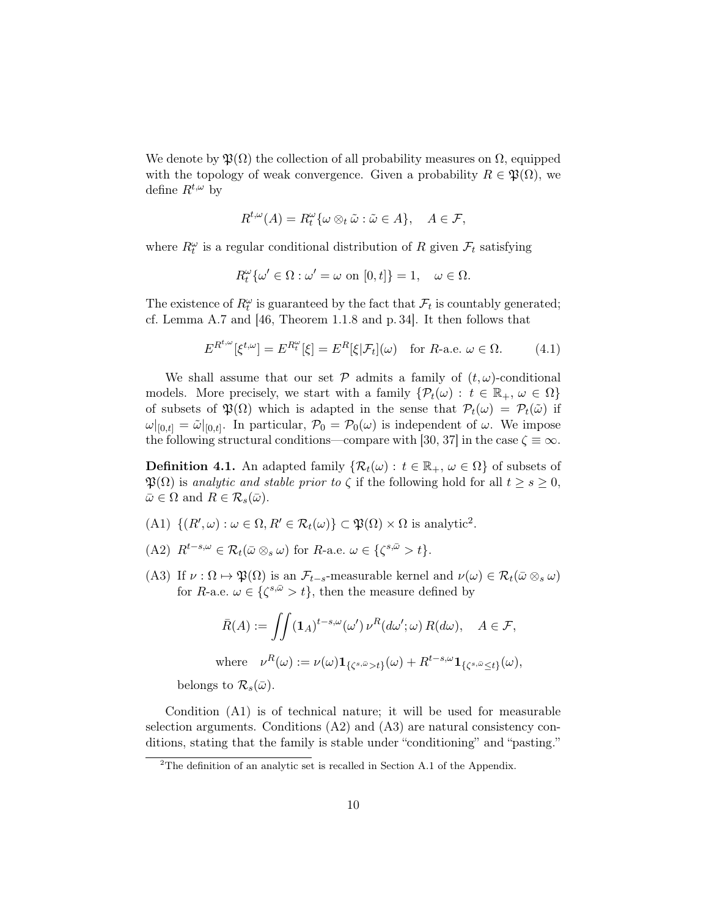We denote by $\mathfrak{P}(\Omega)$ the collection of all probability measures on $\Omega$, equipped with the topology of weak convergence. Given a probability $R \in \mathfrak{P}(\Omega)$, we define $R^{t,\omega}$ by

$$R^{t,\omega}(A) = R^{\omega}_t\{\omega \otimes_t \tilde{\omega} : \tilde{\omega} \in A\}, \quad A \in \mathcal{F},$$

where $R^{\omega}_t$ is a regular conditional distribution of $R$ given $\mathcal{F}_t$ satisfying

$$R^{\omega}_t\{\omega' \in \Omega : \omega' = \omega \text{ on } [0,t]\} = 1, \quad \omega \in \Omega.$$

The existence of $R^{\omega}_t$ is guaranteed by the fact that $\mathcal{F}_t$ is countably generated; cf. Lemma A.7 and [46, Theorem 1.1.8 and p. 34]. It then follows that

$$E^{R^{t,\omega}}[\xi^{t,\omega}] = E^{R^{\omega}_t}[\xi] = E^R[\xi|\mathcal{F}_t](\omega) \quad \text{for } R\text{-a.e. } \omega \in \Omega. \tag{4.1}$$

We shall assume that our set $\mathcal{P}$ admits a family of $(t,\omega)$-conditional models. More precisely, we start with a family $\{\mathcal{P}_t(\omega) : t \in \mathbb{R}_+, \omega \in \Omega\}$ of subsets of $\mathfrak{P}(\Omega)$ which is adapted in the sense that $\mathcal{P}_t(\omega) = \mathcal{P}_t(\tilde{\omega})$ if $\omega|_{[0,t]} = \tilde{\omega}|_{[0,t]}$. In particular, $\mathcal{P}_0 = \mathcal{P}_0(\omega)$ is independent of $\omega$. We impose the following structural conditions—compare with [30, 37] in the case $\zeta \equiv \infty$.

**Definition 4.1.** An adapted family $\{\mathcal{R}_t(\omega) : t \in \mathbb{R}_+, \omega \in \Omega\}$ of subsets of $\mathfrak{P}(\Omega)$ is *analytic and stable prior to* $\zeta$ if the following hold for all $t \geq s \geq 0$, $\bar{\omega} \in \Omega$ and $R \in \mathcal{R}_s(\bar{\omega})$.

(A1) $\{(R', \omega) : \omega \in \Omega, R' \in \mathcal{R}_t(\omega)\} \subset \mathfrak{P}(\Omega) \times \Omega$ is analytic[2].

(A2) $R^{t-s,\omega} \in \mathcal{R}_t(\bar{\omega} \otimes_s \omega)$ for $R$-a.e. $\omega \in \{\zeta^{s,\bar{\omega}} > t\}$.

(A3) If $\nu : \Omega \mapsto \mathfrak{P}(\Omega)$ is an $\mathcal{F}_{t-s}$-measurable kernel and $\nu(\omega) \in \mathcal{R}_t(\bar{\omega} \otimes_s \omega)$ for $R$-a.e. $\omega \in \{\zeta^{s,\bar{\omega}} > t\}$, then the measure defined by

$$\bar{R}(A) := \iint (\mathbf{1}_A)^{t-s,\omega}(\omega')\, \nu^R(d\omega'; \omega)\, R(d\omega), \quad A \in \mathcal{F},$$

$$\text{where} \quad \nu^R(\omega) := \nu(\omega)\mathbf{1}_{\{\zeta^{s,\bar{\omega}} > t\}}(\omega) + R^{t-s,\omega}\mathbf{1}_{\{\zeta^{s,\bar{\omega}} \leq t\}}(\omega),$$

belongs to $\mathcal{R}_s(\bar{\omega})$.

Condition (A1) is of technical nature; it will be used for measurable selection arguments. Conditions (A2) and (A3) are natural consistency conditions, stating that the family is stable under "conditioning" and "pasting."

[2] The definition of an analytic set is recalled in Section A.1 of the Appendix.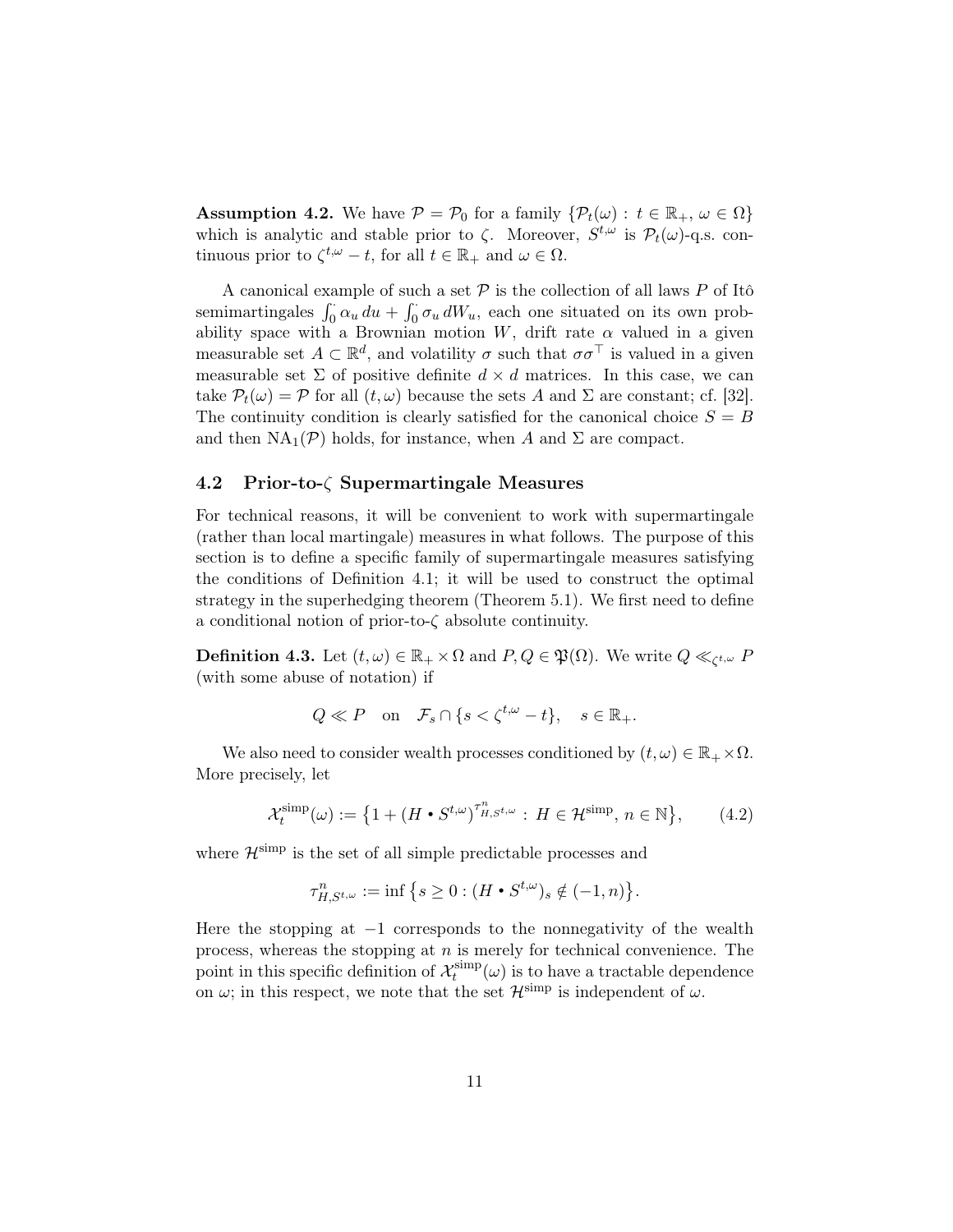**Assumption 4.2.** We have $\mathcal{P} = \mathcal{P}_0$ for a family $\{\mathcal{P}_t(\omega) : t \in \mathbb{R}_+, \omega \in \Omega\}$ which is analytic and stable prior to $\zeta$. Moreover, $S^{t,\omega}$ is $\mathcal{P}_t(\omega)$-q.s. continuous prior to $\zeta^{t,\omega} - t$, for all $t \in \mathbb{R}_+$ and $\omega \in \Omega$.

A canonical example of such a set $\mathcal{P}$ is the collection of all laws $P$ of Itô semimartingales $\int_0^\cdot \alpha_u \, du + \int_0^\cdot \sigma_u \, dW_u$, each one situated on its own probability space with a Brownian motion $W$, drift rate $\alpha$ valued in a given measurable set $A \subset \mathbb{R}^d$, and volatility $\sigma$ such that $\sigma\sigma^\top$ is valued in a given measurable set $\Sigma$ of positive definite $d \times d$ matrices. In this case, we can take $\mathcal{P}_t(\omega) = \mathcal{P}$ for all $(t, \omega)$ because the sets $A$ and $\Sigma$ are constant; cf. [32]. The continuity condition is clearly satisfied for the canonical choice $S = B$ and then $\mathrm{NA}_1(\mathcal{P})$ holds, for instance, when $A$ and $\Sigma$ are compact.

## 4.2 Prior-to-$\zeta$ Supermartingale Measures

For technical reasons, it will be convenient to work with supermartingale (rather than local martingale) measures in what follows. The purpose of this section is to define a specific family of supermartingale measures satisfying the conditions of Definition 4.1; it will be used to construct the optimal strategy in the superhedging theorem (Theorem 5.1). We first need to define a conditional notion of prior-to-$\zeta$ absolute continuity.

**Definition 4.3.** Let $(t, \omega) \in \mathbb{R}_+ \times \Omega$ and $P, Q \in \mathfrak{P}(\Omega)$. We write $Q \ll_{\zeta^{t,\omega}} P$ (with some abuse of notation) if

$$Q \ll P \quad \text{on} \quad \mathcal{F}_s \cap \{s < \zeta^{t,\omega} - t\}, \quad s \in \mathbb{R}_+.$$

We also need to consider wealth processes conditioned by $(t, \omega) \in \mathbb{R}_+ \times \Omega$. More precisely, let

$$\mathcal{X}_t^{\mathrm{simp}}(\omega) := \big\{1 + (H \bullet S^{t,\omega})^{\tau^n_{H,S^{t,\omega}}} : H \in \mathcal{H}^{\mathrm{simp}}, \, n \in \mathbb{N}\big\}, \tag{4.2}$$

where $\mathcal{H}^{\mathrm{simp}}$ is the set of all simple predictable processes and

$$\tau^n_{H,S^{t,\omega}} := \inf\big\{s \geq 0 : (H \bullet S^{t,\omega})_s \notin (-1, n)\big\}.$$

Here the stopping at $-1$ corresponds to the nonnegativity of the wealth process, whereas the stopping at $n$ is merely for technical convenience. The point in this specific definition of $\mathcal{X}_t^{\mathrm{simp}}(\omega)$ is to have a tractable dependence on $\omega$; in this respect, we note that the set $\mathcal{H}^{\mathrm{simp}}$ is independent of $\omega$.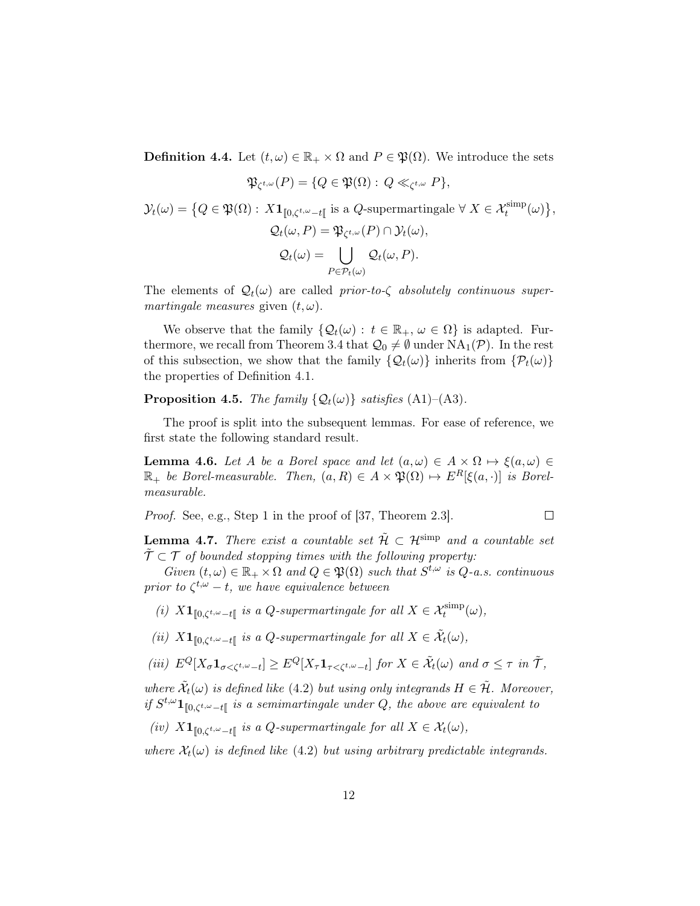**Definition 4.4.** Let $(t,\omega) \in \mathbb{R}_+ \times \Omega$ and $P \in \mathfrak{P}(\Omega)$. We introduce the sets

$$\mathfrak{P}_{\zeta^{t,\omega}}(P) = \{Q \in \mathfrak{P}(\Omega) : Q \ll_{\zeta^{t,\omega}} P\},$$

$$\mathcal{Y}_t(\omega) = \big\{Q \in \mathfrak{P}(\Omega) : X\mathbf{1}_{[\![0,\zeta^{t,\omega}-t[\![} \text{ is a } Q\text{-supermartingale } \forall\, X \in \mathcal{X}_t^{\mathrm{simp}}(\omega)\big\},$$

$$\mathcal{Q}_t(\omega, P) = \mathfrak{P}_{\zeta^{t,\omega}}(P) \cap \mathcal{Y}_t(\omega),$$

$$\mathcal{Q}_t(\omega) = \bigcup_{P \in \mathcal{P}_t(\omega)} \mathcal{Q}_t(\omega, P).$$

The elements of $\mathcal{Q}_t(\omega)$ are called *prior-to-$\zeta$ absolutely continuous supermartingale measures* given $(t,\omega)$.

We observe that the family $\{\mathcal{Q}_t(\omega) : t \in \mathbb{R}_+,\, \omega \in \Omega\}$ is adapted. Furthermore, we recall from Theorem 3.4 that $\mathcal{Q}_0 \neq \emptyset$ under $\mathrm{NA}_1(\mathcal{P})$. In the rest of this subsection, we show that the family $\{\mathcal{Q}_t(\omega)\}$ inherits from $\{\mathcal{P}_t(\omega)\}$ the properties of Definition 4.1.

**Proposition 4.5.** *The family $\{\mathcal{Q}_t(\omega)\}$ satisfies (A1)–(A3).*

The proof is split into the subsequent lemmas. For ease of reference, we first state the following standard result.

**Lemma 4.6.** *Let $A$ be a Borel space and let $(a,\omega) \in A \times \Omega \mapsto \xi(a,\omega) \in \mathbb{R}_+$ be Borel-measurable. Then, $(a,R) \in A \times \mathfrak{P}(\Omega) \mapsto E^R[\xi(a,\cdot)]$ is Borel-measurable.*

*Proof.* See, e.g., Step 1 in the proof of [37, Theorem 2.3]. $\square$

**Lemma 4.7.** *There exist a countable set $\tilde{\mathcal{H}} \subset \mathcal{H}^{\mathrm{simp}}$ and a countable set $\tilde{\mathcal{T}} \subset \mathcal{T}$ of bounded stopping times with the following property:*

*Given $(t,\omega) \in \mathbb{R}_+ \times \Omega$ and $Q \in \mathfrak{P}(\Omega)$ such that $S^{t,\omega}$ is $Q$-a.s. continuous prior to $\zeta^{t,\omega} - t$, we have equivalence between*

*(i) $X\mathbf{1}_{[\![0,\zeta^{t,\omega}-t[\![}$ is a $Q$-supermartingale for all $X \in \mathcal{X}_t^{\mathrm{simp}}(\omega)$,*

*(ii) $X\mathbf{1}_{[\![0,\zeta^{t,\omega}-t[\![}$ is a $Q$-supermartingale for all $X \in \tilde{\mathcal{X}}_t(\omega)$,*

*(iii) $E^Q[X_\sigma \mathbf{1}_{\sigma<\zeta^{t,\omega}-t}] \geq E^Q[X_\tau \mathbf{1}_{\tau<\zeta^{t,\omega}-t}]$ for $X \in \tilde{\mathcal{X}}_t(\omega)$ and $\sigma \leq \tau$ in $\tilde{\mathcal{T}}$,*

*where $\tilde{\mathcal{X}}_t(\omega)$ is defined like (4.2) but using only integrands $H \in \tilde{\mathcal{H}}$. Moreover, if $S^{t,\omega}\mathbf{1}_{[\![0,\zeta^{t,\omega}-t[\![}$ is a semimartingale under $Q$, the above are equivalent to*

*(iv) $X\mathbf{1}_{[\![0,\zeta^{t,\omega}-t[\![}$ is a $Q$-supermartingale for all $X \in \mathcal{X}_t(\omega)$,*

*where $\mathcal{X}_t(\omega)$ is defined like (4.2) but using arbitrary predictable integrands.*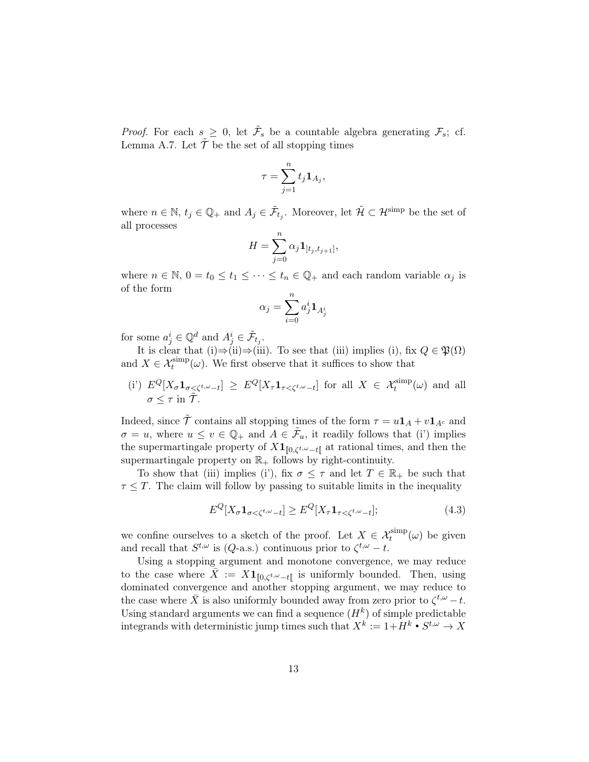*Proof.* For each $s \geq 0$, let $\tilde{\mathcal{F}}_s$ be a countable algebra generating $\mathcal{F}_s$; cf. Lemma A.7. Let $\tilde{\mathcal{T}}$ be the set of all stopping times

$$\tau = \sum_{j=1}^{n} t_j \mathbf{1}_{A_j},$$

where $n \in \mathbb{N}$, $t_j \in \mathbb{Q}_+$ and $A_j \in \tilde{\mathcal{F}}_{t_j}$. Moreover, let $\tilde{\mathcal{H}} \subset \mathcal{H}^{\text{simp}}$ be the set of all processes

$$H = \sum_{j=0}^{n} \alpha_j \mathbf{1}_{]t_j, t_{j+1}]},$$

where $n \in \mathbb{N}$, $0 = t_0 \leq t_1 \leq \cdots \leq t_n \in \mathbb{Q}_+$ and each random variable $\alpha_j$ is of the form

$$\alpha_j = \sum_{i=0}^{n} a_j^i \mathbf{1}_{A_j^i}$$

for some $a_j^i \in \mathbb{Q}^d$ and $A_j^i \in \tilde{\mathcal{F}}_{t_j}$.

It is clear that (i)⇒(ii)⇒(iii). To see that (iii) implies (i), fix $Q \in \mathfrak{P}(\Omega)$ and $X \in \mathcal{X}_t^{\text{simp}}(\omega)$. We first observe that it suffices to show that

(i') $E^Q[X_\sigma \mathbf{1}_{\sigma < \zeta^{t,\omega} - t}] \geq E^Q[X_\tau \mathbf{1}_{\tau < \zeta^{t,\omega} - t}]$ for all $X \in \mathcal{X}_t^{\text{simp}}(\omega)$ and all $\sigma \leq \tau$ in $\tilde{\mathcal{T}}$.

Indeed, since $\tilde{\mathcal{T}}$ contains all stopping times of the form $\tau = u\mathbf{1}_A + v\mathbf{1}_{A^c}$ and $\sigma = u$, where $u \leq v \in \mathbb{Q}_+$ and $A \in \tilde{\mathcal{F}}_u$, it readily follows that (i') implies the supermartingale property of $X\mathbf{1}_{[\![0,\zeta^{t,\omega}-t[\![}$ at rational times, and then the supermartingale property on $\mathbb{R}_+$ follows by right-continuity.

To show that (iii) implies (i'), fix $\sigma \leq \tau$ and let $T \in \mathbb{R}_+$ be such that $\tau \leq T$. The claim will follow by passing to suitable limits in the inequality

$$E^Q[X_\sigma \mathbf{1}_{\sigma < \zeta^{t,\omega} - t}] \geq E^Q[X_\tau \mathbf{1}_{\tau < \zeta^{t,\omega} - t}]; \tag{4.3}$$

we confine ourselves to a sketch of the proof. Let $X \in \mathcal{X}_t^{\text{simp}}(\omega)$ be given and recall that $S^{t,\omega}$ is ($Q$-a.s.) continuous prior to $\zeta^{t,\omega} - t$.

Using a stopping argument and monotone convergence, we may reduce to the case where $\bar{X} := X\mathbf{1}_{[\![0,\zeta^{t,\omega}-t[\![}$ is uniformly bounded. Then, using dominated convergence and another stopping argument, we may reduce to the case where $\bar{X}$ is also uniformly bounded away from zero prior to $\zeta^{t,\omega} - t$. Using standard arguments we can find a sequence $(H^k)$ of simple predictable integrands with deterministic jump times such that $X^k := 1 + H^k \bullet S^{t,\omega} \to X$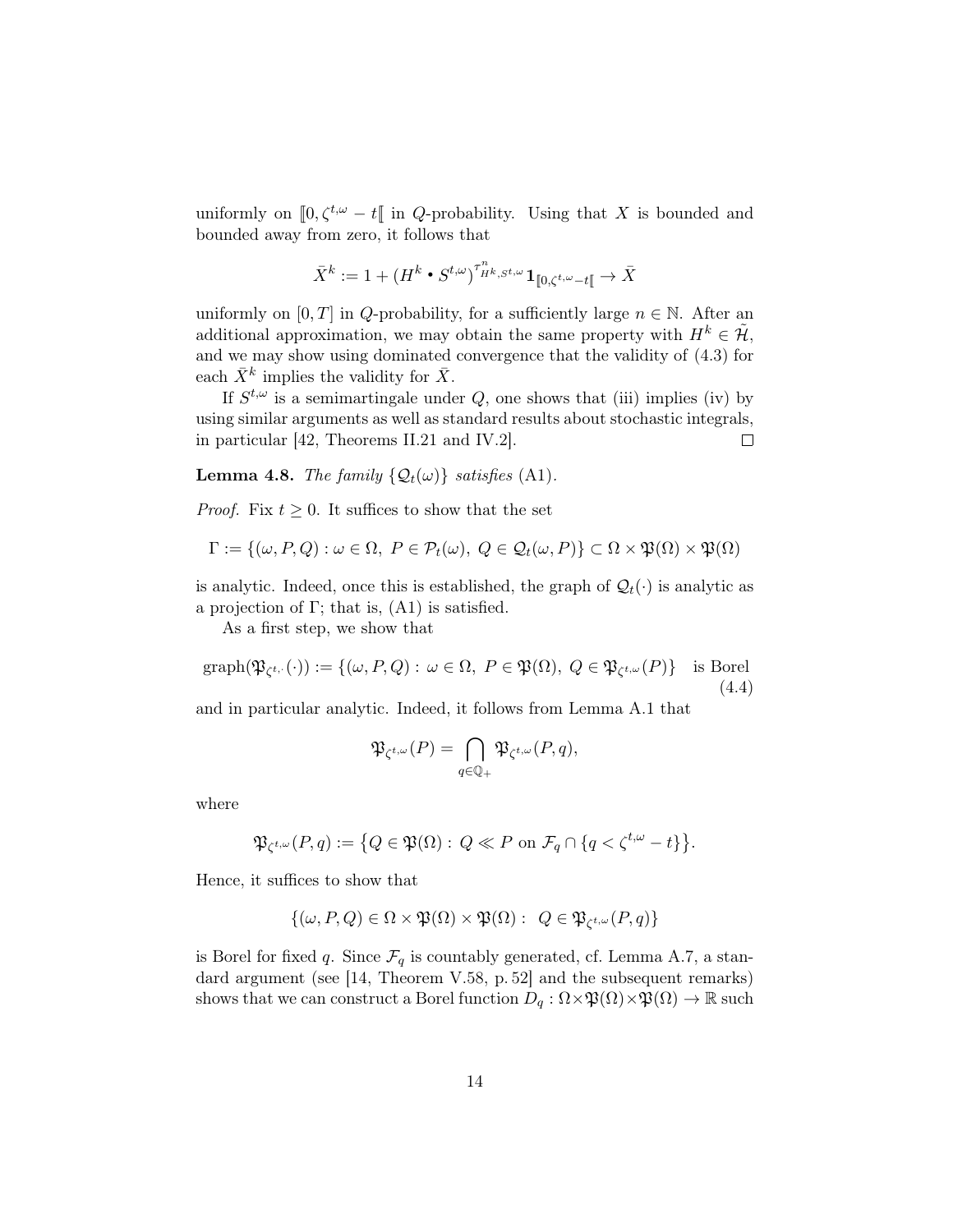uniformly on $[\![0, \zeta^{t,\omega} - t[\![$ in $Q$-probability. Using that $X$ is bounded and bounded away from zero, it follows that

$$\bar{X}^k := 1 + (H^k \bullet S^{t,\omega})^{\tau^n_{H^k, S^{t,\omega}}} \mathbf{1}_{[\![0,\zeta^{t,\omega}-t[\![} \to \bar{X}$$

uniformly on $[0, T]$ in $Q$-probability, for a sufficiently large $n \in \mathbb{N}$. After an additional approximation, we may obtain the same property with $H^k \in \tilde{\mathcal{H}}$, and we may show using dominated convergence that the validity of (4.3) for each $\bar{X}^k$ implies the validity for $\bar{X}$.

If $S^{t,\omega}$ is a semimartingale under $Q$, one shows that (iii) implies (iv) by using similar arguments as well as standard results about stochastic integrals, in particular [42, Theorems II.21 and IV.2]. $\square$

**Lemma 4.8.** *The family* $\{\mathcal{Q}_t(\omega)\}$ *satisfies* (A1).

*Proof.* Fix $t \geq 0$. It suffices to show that the set

$$\Gamma := \{(\omega, P, Q) : \omega \in \Omega,\ P \in \mathcal{P}_t(\omega),\ Q \in \mathcal{Q}_t(\omega, P)\} \subset \Omega \times \mathfrak{P}(\Omega) \times \mathfrak{P}(\Omega)$$

is analytic. Indeed, once this is established, the graph of $\mathcal{Q}_t(\cdot)$ is analytic as a projection of $\Gamma$; that is, (A1) is satisfied.

As a first step, we show that

$$\text{graph}(\mathfrak{P}_{\zeta^{t,\cdot}}(\cdot)) := \{(\omega, P, Q) :\ \omega \in \Omega,\ P \in \mathfrak{P}(\Omega),\ Q \in \mathfrak{P}_{\zeta^{t,\omega}}(P)\} \quad \text{is Borel} \tag{4.4}$$

and in particular analytic. Indeed, it follows from Lemma A.1 that

$$\mathfrak{P}_{\zeta^{t,\omega}}(P) = \bigcap_{q \in \mathbb{Q}_+} \mathfrak{P}_{\zeta^{t,\omega}}(P, q),$$

where

$$\mathfrak{P}_{\zeta^{t,\omega}}(P, q) := \big\{Q \in \mathfrak{P}(\Omega) :\ Q \ll P \text{ on } \mathcal{F}_q \cap \{q < \zeta^{t,\omega} - t\}\big\}.$$

Hence, it suffices to show that

$$\{(\omega, P, Q) \in \Omega \times \mathfrak{P}(\Omega) \times \mathfrak{P}(\Omega) :\ \ Q \in \mathfrak{P}_{\zeta^{t,\omega}}(P, q)\}$$

is Borel for fixed $q$. Since $\mathcal{F}_q$ is countably generated, cf. Lemma A.7, a standard argument (see [14, Theorem V.58, p. 52] and the subsequent remarks) shows that we can construct a Borel function $D_q : \Omega \times \mathfrak{P}(\Omega) \times \mathfrak{P}(\Omega) \to \mathbb{R}$ such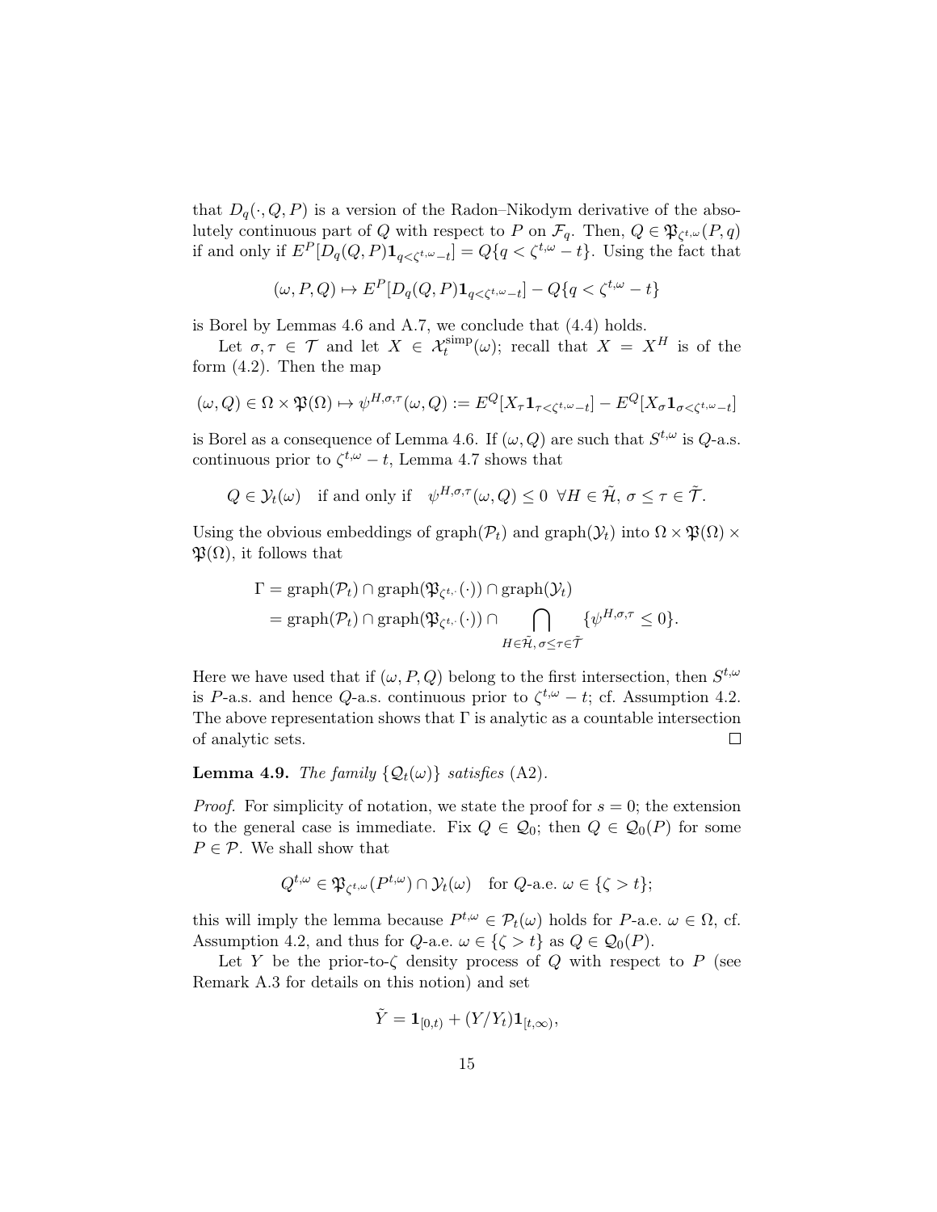that $D_q(\cdot, Q, P)$ is a version of the Radon–Nikodym derivative of the absolutely continuous part of $Q$ with respect to $P$ on $\mathcal{F}_q$. Then, $Q \in \mathfrak{P}_{\zeta^{t,\omega}}(P, q)$ if and only if $E^P[D_q(Q,P)\mathbf{1}_{q<\zeta^{t,\omega}-t}] = Q\{q < \zeta^{t,\omega} - t\}$. Using the fact that

$$(\omega, P, Q) \mapsto E^P[D_q(Q,P)\mathbf{1}_{q<\zeta^{t,\omega}-t}] - Q\{q < \zeta^{t,\omega} - t\}$$

is Borel by Lemmas 4.6 and A.7, we conclude that (4.4) holds.

Let $\sigma, \tau \in \mathcal{T}$ and let $X \in \mathcal{X}_t^{\mathrm{simp}}(\omega)$; recall that $X = X^H$ is of the form (4.2). Then the map

$$(\omega, Q) \in \Omega \times \mathfrak{P}(\Omega) \mapsto \psi^{H,\sigma,\tau}(\omega, Q) := E^Q[X_\tau \mathbf{1}_{\tau<\zeta^{t,\omega}-t}] - E^Q[X_\sigma \mathbf{1}_{\sigma<\zeta^{t,\omega}-t}]$$

is Borel as a consequence of Lemma 4.6. If $(\omega, Q)$ are such that $S^{t,\omega}$ is $Q$-a.s. continuous prior to $\zeta^{t,\omega} - t$, Lemma 4.7 shows that

$$Q \in \mathcal{Y}_t(\omega) \quad \text{if and only if} \quad \psi^{H,\sigma,\tau}(\omega, Q) \leq 0 \ \ \forall H \in \tilde{\mathcal{H}},\ \sigma \leq \tau \in \tilde{\mathcal{T}}.$$

Using the obvious embeddings of $\operatorname{graph}(\mathcal{P}_t)$ and $\operatorname{graph}(\mathcal{Y}_t)$ into $\Omega \times \mathfrak{P}(\Omega) \times \mathfrak{P}(\Omega)$, it follows that

$$\begin{aligned}
\Gamma &= \operatorname{graph}(\mathcal{P}_t) \cap \operatorname{graph}(\mathfrak{P}_{\zeta^{t,\cdot}}(\cdot)) \cap \operatorname{graph}(\mathcal{Y}_t) \\
&= \operatorname{graph}(\mathcal{P}_t) \cap \operatorname{graph}(\mathfrak{P}_{\zeta^{t,\cdot}}(\cdot)) \cap \bigcap_{H \in \tilde{\mathcal{H}},\, \sigma \leq \tau \in \tilde{\mathcal{T}}} \{\psi^{H,\sigma,\tau} \leq 0\}.
\end{aligned}$$

Here we have used that if $(\omega, P, Q)$ belong to the first intersection, then $S^{t,\omega}$ is $P$-a.s. and hence $Q$-a.s. continuous prior to $\zeta^{t,\omega} - t$; cf. Assumption 4.2. The above representation shows that $\Gamma$ is analytic as a countable intersection of analytic sets. $\square$

**Lemma 4.9.** *The family* $\{\mathcal{Q}_t(\omega)\}$ *satisfies* (A2).

*Proof.* For simplicity of notation, we state the proof for $s = 0$; the extension to the general case is immediate. Fix $Q \in \mathcal{Q}_0$; then $Q \in \mathcal{Q}_0(P)$ for some $P \in \mathcal{P}$. We shall show that

$$Q^{t,\omega} \in \mathfrak{P}_{\zeta^{t,\omega}}(P^{t,\omega}) \cap \mathcal{Y}_t(\omega) \quad \text{for } Q\text{-a.e. } \omega \in \{\zeta > t\};$$

this will imply the lemma because $P^{t,\omega} \in \mathcal{P}_t(\omega)$ holds for $P$-a.e. $\omega \in \Omega$, cf. Assumption 4.2, and thus for $Q$-a.e. $\omega \in \{\zeta > t\}$ as $Q \in \mathcal{Q}_0(P)$.

Let $Y$ be the prior-to-$\zeta$ density process of $Q$ with respect to $P$ (see Remark A.3 for details on this notion) and set

$$\tilde{Y} = \mathbf{1}_{[0,t)} + (Y/Y_t)\mathbf{1}_{[t,\infty)},$$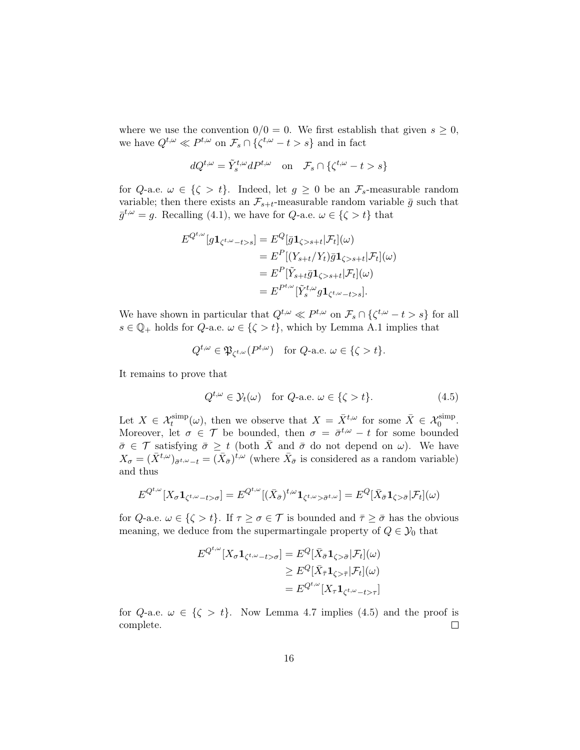where we use the convention $0/0 = 0$. We first establish that given $s \geq 0$, we have $Q^{t,\omega} \ll P^{t,\omega}$ on $\mathcal{F}_s \cap \{\zeta^{t,\omega} - t > s\}$ and in fact

$$dQ^{t,\omega} = \tilde{Y}^{t,\omega}_s dP^{t,\omega} \quad \text{on} \quad \mathcal{F}_s \cap \{\zeta^{t,\omega} - t > s\}$$

for $Q$-a.e. $\omega \in \{\zeta > t\}$. Indeed, let $g \geq 0$ be an $\mathcal{F}_s$-measurable random variable; then there exists an $\mathcal{F}_{s+t}$-measurable random variable $\bar{g}$ such that $\bar{g}^{t,\omega} = g$. Recalling (4.1), we have for $Q$-a.e. $\omega \in \{\zeta > t\}$ that

$$\begin{aligned}
E^{Q^{t,\omega}}[g \mathbf{1}_{\zeta^{t,\omega} - t > s}] &= E^Q[\bar{g} \mathbf{1}_{\zeta > s+t} | \mathcal{F}_t](\omega) \\
&= E^P[(Y_{s+t}/Y_t) \bar{g} \mathbf{1}_{\zeta > s+t} | \mathcal{F}_t](\omega) \\
&= E^P[\tilde{Y}_{s+t} \bar{g} \mathbf{1}_{\zeta > s+t} | \mathcal{F}_t](\omega) \\
&= E^{P^{t,\omega}}[\tilde{Y}^{t,\omega}_s g \mathbf{1}_{\zeta^{t,\omega} - t > s}].
\end{aligned}$$

We have shown in particular that $Q^{t,\omega} \ll P^{t,\omega}$ on $\mathcal{F}_s \cap \{\zeta^{t,\omega} - t > s\}$ for all $s \in \mathbb{Q}_+$ holds for $Q$-a.e. $\omega \in \{\zeta > t\}$, which by Lemma A.1 implies that

$$Q^{t,\omega} \in \mathfrak{P}_{\zeta^{t,\omega}}(P^{t,\omega}) \quad \text{for } Q\text{-a.e. } \omega \in \{\zeta > t\}.$$

It remains to prove that

$$Q^{t,\omega} \in \mathcal{Y}_t(\omega) \quad \text{for } Q\text{-a.e. } \omega \in \{\zeta > t\}. \tag{4.5}$$

Let $X \in \mathcal{X}^{\mathrm{simp}}_t(\omega)$, then we observe that $X = \bar{X}^{t,\omega}$ for some $\bar{X} \in \mathcal{X}^{\mathrm{simp}}_0$. Moreover, let $\sigma \in \mathcal{T}$ be bounded, then $\sigma = \bar{\sigma}^{t,\omega} - t$ for some bounded $\bar{\sigma} \in \mathcal{T}$ satisfying $\bar{\sigma} \geq t$ (both $\bar{X}$ and $\bar{\sigma}$ do not depend on $\omega$). We have $X_\sigma = (\bar{X}^{t,\omega})_{\bar{\sigma}^{t,\omega} - t} = (\bar{X}_{\bar{\sigma}})^{t,\omega}$ (where $\bar{X}_{\bar{\sigma}}$ is considered as a random variable) and thus

$$E^{Q^{t,\omega}}[X_\sigma \mathbf{1}_{\zeta^{t,\omega} - t > \sigma}] = E^{Q^{t,\omega}}[(\bar{X}_{\bar{\sigma}})^{t,\omega} \mathbf{1}_{\zeta^{t,\omega} > \bar{\sigma}^{t,\omega}}] = E^Q[\bar{X}_{\bar{\sigma}} \mathbf{1}_{\zeta > \bar{\sigma}} | \mathcal{F}_t](\omega)$$

for $Q$-a.e. $\omega \in \{\zeta > t\}$. If $\tau \geq \sigma \in \mathcal{T}$ is bounded and $\bar{\tau} \geq \bar{\sigma}$ has the obvious meaning, we deduce from the supermartingale property of $Q \in \mathcal{Y}_0$ that

$$\begin{aligned}
E^{Q^{t,\omega}}[X_\sigma \mathbf{1}_{\zeta^{t,\omega} - t > \sigma}] &= E^Q[\bar{X}_{\bar{\sigma}} \mathbf{1}_{\zeta > \bar{\sigma}} | \mathcal{F}_t](\omega) \\
&\geq E^Q[\bar{X}_{\bar{\tau}} \mathbf{1}_{\zeta > \bar{\tau}} | \mathcal{F}_t](\omega) \\
&= E^{Q^{t,\omega}}[X_\tau \mathbf{1}_{\zeta^{t,\omega} - t > \tau}]
\end{aligned}$$

for $Q$-a.e. $\omega \in \{\zeta > t\}$. Now Lemma 4.7 implies (4.5) and the proof is complete. $\square$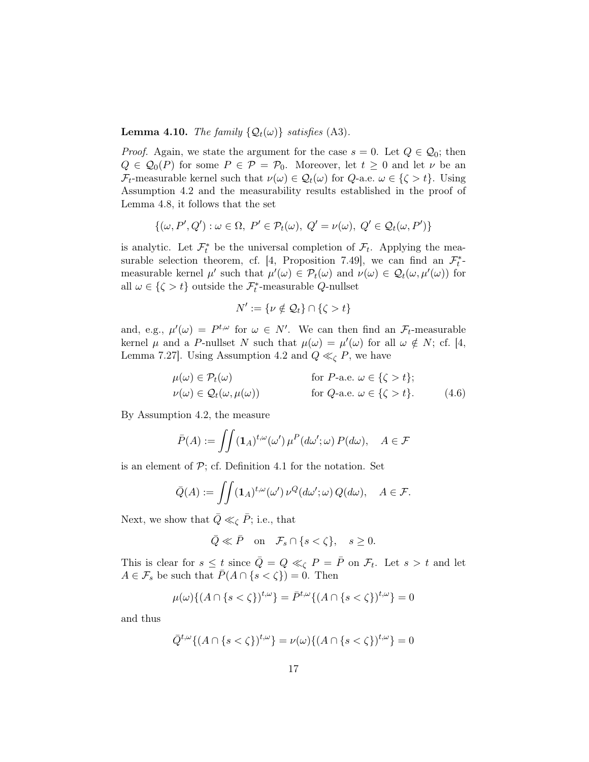**Lemma 4.10.** *The family $\{\mathcal{Q}_t(\omega)\}$ satisfies* (A3).

*Proof.* Again, we state the argument for the case $s = 0$. Let $Q \in \mathcal{Q}_0$; then $Q \in \mathcal{Q}_0(P)$ for some $P \in \mathcal{P} = \mathcal{P}_0$. Moreover, let $t \geq 0$ and let $\nu$ be an $\mathcal{F}_t$-measurable kernel such that $\nu(\omega) \in \mathcal{Q}_t(\omega)$ for $Q$-a.e. $\omega \in \{\zeta > t\}$. Using Assumption 4.2 and the measurability results established in the proof of Lemma 4.8, it follows that the set

$$\{(\omega, P', Q') : \omega \in \Omega,\ P' \in \mathcal{P}_t(\omega),\ Q' = \nu(\omega),\ Q' \in \mathcal{Q}_t(\omega, P')\}$$

is analytic. Let $\mathcal{F}_t^*$ be the universal completion of $\mathcal{F}_t$. Applying the measurable selection theorem, cf. [4, Proposition 7.49], we can find an $\mathcal{F}_t^*$-measurable kernel $\mu'$ such that $\mu'(\omega) \in \mathcal{P}_t(\omega)$ and $\nu(\omega) \in \mathcal{Q}_t(\omega, \mu'(\omega))$ for all $\omega \in \{\zeta > t\}$ outside the $\mathcal{F}_t^*$-measurable $Q$-nullset

$$N' := \{\nu \notin \mathcal{Q}_t\} \cap \{\zeta > t\}$$

and, e.g., $\mu'(\omega) = P^{t,\omega}$ for $\omega \in N'$. We can then find an $\mathcal{F}_t$-measurable kernel $\mu$ and a $P$-nullset $N$ such that $\mu(\omega) = \mu'(\omega)$ for all $\omega \notin N$; cf. [4, Lemma 7.27]. Using Assumption 4.2 and $Q \ll_\zeta P$, we have

$$\begin{aligned} &\mu(\omega) \in \mathcal{P}_t(\omega) && \text{for } P\text{-a.e. } \omega \in \{\zeta > t\}; \\ &\nu(\omega) \in \mathcal{Q}_t(\omega, \mu(\omega)) && \text{for } Q\text{-a.e. } \omega \in \{\zeta > t\}. \end{aligned} \tag{4.6}$$

By Assumption 4.2, the measure

$$\bar{P}(A) := \iint (\mathbf{1}_A)^{t,\omega}(\omega')\, \mu^P(d\omega'; \omega)\, P(d\omega), \quad A \in \mathcal{F}$$

is an element of $\mathcal{P}$; cf. Definition 4.1 for the notation. Set

$$\bar{Q}(A) := \iint (\mathbf{1}_A)^{t,\omega}(\omega')\, \nu^Q(d\omega'; \omega)\, Q(d\omega), \quad A \in \mathcal{F}.$$

Next, we show that $\bar{Q} \ll_\zeta \bar{P}$; i.e., that

$$\bar{Q} \ll \bar{P} \quad \text{on} \quad \mathcal{F}_s \cap \{s < \zeta\}, \quad s \geq 0.$$

This is clear for $s \leq t$ since $\bar{Q} = Q \ll_\zeta P = \bar{P}$ on $\mathcal{F}_t$. Let $s > t$ and let $A \in \mathcal{F}_s$ be such that $\bar{P}(A \cap \{s < \zeta\}) = 0$. Then

$$\mu(\omega)\{(A \cap \{s < \zeta\})^{t,\omega}\} = \bar{P}^{t,\omega}\{(A \cap \{s < \zeta\})^{t,\omega}\} = 0$$

and thus

$$\bar{Q}^{t,\omega}\{(A \cap \{s < \zeta\})^{t,\omega}\} = \nu(\omega)\{(A \cap \{s < \zeta\})^{t,\omega}\} = 0$$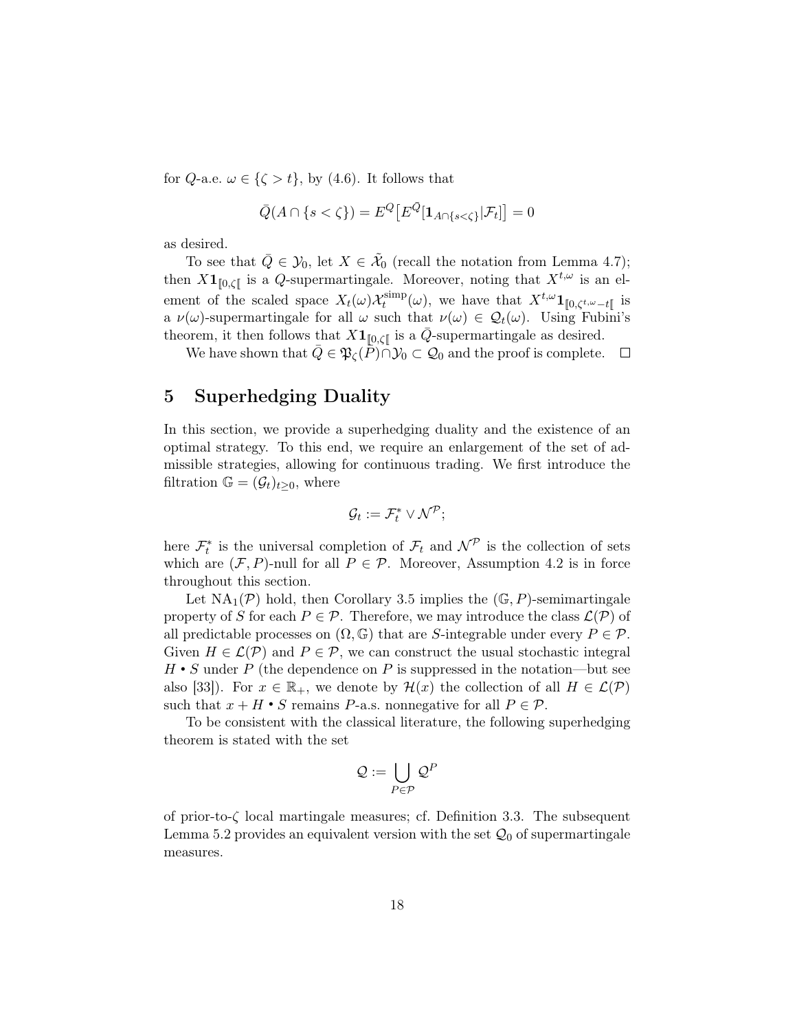for $Q$-a.e. $\omega \in \{\zeta > t\}$, by (4.6). It follows that

$$\bar{Q}(A \cap \{s < \zeta\}) = E^Q\big[E^{\bar{Q}}[\mathbf{1}_{A\cap\{s<\zeta\}}|\mathcal{F}_t]\big] = 0$$

as desired.

To see that $\bar{Q} \in \mathcal{Y}_0$, let $X \in \tilde{\mathcal{X}}_0$ (recall the notation from Lemma 4.7); then $X\mathbf{1}_{[\![0,\zeta[\![}$ is a $Q$-supermartingale. Moreover, noting that $X^{t,\omega}$ is an element of the scaled space $X_t(\omega)\mathcal{X}_t^{\mathrm{simp}}(\omega)$, we have that $X^{t,\omega}\mathbf{1}_{[\![0,\zeta^{t,\omega}-t[\![}$ is a $\nu(\omega)$-supermartingale for all $\omega$ such that $\nu(\omega) \in \mathcal{Q}_t(\omega)$. Using Fubini's theorem, it then follows that $X\mathbf{1}_{[\![0,\zeta[\![}$ is a $\bar{Q}$-supermartingale as desired.

We have shown that $\bar{Q} \in \mathfrak{P}_\zeta(P) \cap \mathcal{Y}_0 \subset \mathcal{Q}_0$ and the proof is complete. $\square$

## 5 Superhedging Duality

In this section, we provide a superhedging duality and the existence of an optimal strategy. To this end, we require an enlargement of the set of admissible strategies, allowing for continuous trading. We first introduce the filtration $\mathbb{G} = (\mathcal{G}_t)_{t\geq 0}$, where

$$\mathcal{G}_t := \mathcal{F}_t^* \vee \mathcal{N}^{\mathcal{P}};$$

here $\mathcal{F}_t^*$ is the universal completion of $\mathcal{F}_t$ and $\mathcal{N}^{\mathcal{P}}$ is the collection of sets which are $(\mathcal{F}, P)$-null for all $P \in \mathcal{P}$. Moreover, Assumption 4.2 is in force throughout this section.

Let $\mathrm{NA}_1(\mathcal{P})$ hold, then Corollary 3.5 implies the $(\mathbb{G}, P)$-semimartingale property of $S$ for each $P \in \mathcal{P}$. Therefore, we may introduce the class $\mathcal{L}(\mathcal{P})$ of all predictable processes on $(\Omega, \mathbb{G})$ that are $S$-integrable under every $P \in \mathcal{P}$. Given $H \in \mathcal{L}(\mathcal{P})$ and $P \in \mathcal{P}$, we can construct the usual stochastic integral $H \bullet S$ under $P$ (the dependence on $P$ is suppressed in the notation—but see also [33]). For $x \in \mathbb{R}_+$, we denote by $\mathcal{H}(x)$ the collection of all $H \in \mathcal{L}(\mathcal{P})$ such that $x + H \bullet S$ remains $P$-a.s. nonnegative for all $P \in \mathcal{P}$.

To be consistent with the classical literature, the following superhedging theorem is stated with the set

$$\mathcal{Q} := \bigcup_{P\in\mathcal{P}} \mathcal{Q}^P$$

of prior-to-$\zeta$ local martingale measures; cf. Definition 3.3. The subsequent Lemma 5.2 provides an equivalent version with the set $\mathcal{Q}_0$ of supermartingale measures.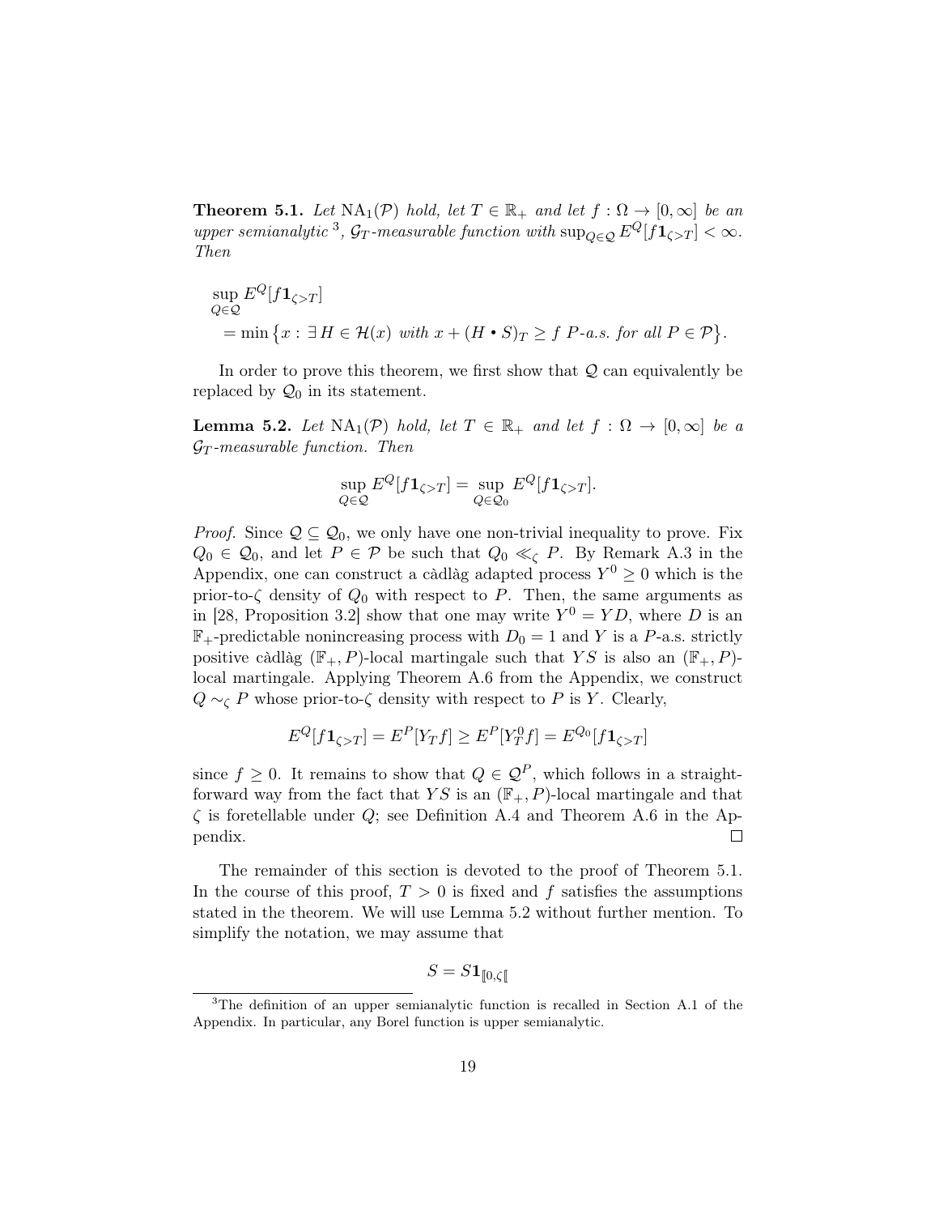**Theorem 5.1.** *Let $\mathrm{NA}_1(\mathcal{P})$ hold, let $T \in \mathbb{R}_+$ and let $f : \Omega \to [0,\infty]$ be an upper semianalytic* [3]*, $\mathcal{G}_T$-measurable function with $\sup_{Q\in\mathcal{Q}} E^Q[f\mathbf{1}_{\zeta>T}] < \infty$. Then*

$$
\begin{aligned}
&\sup_{Q\in\mathcal{Q}} E^Q[f\mathbf{1}_{\zeta>T}] \\
&\quad = \min\big\{x : \exists\, H \in \mathcal{H}(x) \text{ with } x + (H \bullet S)_T \geq f \text{ } P\text{-a.s. for all } P \in \mathcal{P}\big\}.
\end{aligned}
$$

In order to prove this theorem, we first show that $\mathcal{Q}$ can equivalently be replaced by $\mathcal{Q}_0$ in its statement.

**Lemma 5.2.** *Let $\mathrm{NA}_1(\mathcal{P})$ hold, let $T \in \mathbb{R}_+$ and let $f : \Omega \to [0,\infty]$ be a $\mathcal{G}_T$-measurable function. Then*

$$
\sup_{Q\in\mathcal{Q}} E^Q[f\mathbf{1}_{\zeta>T}] = \sup_{Q\in\mathcal{Q}_0} E^Q[f\mathbf{1}_{\zeta>T}].
$$

*Proof.* Since $\mathcal{Q} \subseteq \mathcal{Q}_0$, we only have one non-trivial inequality to prove. Fix $Q_0 \in \mathcal{Q}_0$, and let $P \in \mathcal{P}$ be such that $Q_0 \ll_\zeta P$. By Remark A.3 in the Appendix, one can construct a càdlàg adapted process $Y^0 \geq 0$ which is the prior-to-$\zeta$ density of $Q_0$ with respect to $P$. Then, the same arguments as in [28, Proposition 3.2] show that one may write $Y^0 = YD$, where $D$ is an $\mathbb{F}_+$-predictable nonincreasing process with $D_0 = 1$ and $Y$ is a $P$-a.s. strictly positive càdlàg $(\mathbb{F}_+, P)$-local martingale such that $YS$ is also an $(\mathbb{F}_+, P)$-local martingale. Applying Theorem A.6 from the Appendix, we construct $Q \sim_\zeta P$ whose prior-to-$\zeta$ density with respect to $P$ is $Y$. Clearly,

$$
E^Q[f\mathbf{1}_{\zeta>T}] = E^P[Y_T f] \geq E^P[Y^0_T f] = E^{Q_0}[f\mathbf{1}_{\zeta>T}]
$$

since $f \geq 0$. It remains to show that $Q \in \mathcal{Q}^P$, which follows in a straightforward way from the fact that $YS$ is an $(\mathbb{F}_+, P)$-local martingale and that $\zeta$ is foretellable under $Q$; see Definition A.4 and Theorem A.6 in the Appendix. $\square$

The remainder of this section is devoted to the proof of Theorem 5.1. In the course of this proof, $T > 0$ is fixed and $f$ satisfies the assumptions stated in the theorem. We will use Lemma 5.2 without further mention. To simplify the notation, we may assume that

$$
S = S\mathbf{1}_{[\![0,\zeta[\![}
$$

[3] The definition of an upper semianalytic function is recalled in Section A.1 of the Appendix. In particular, any Borel function is upper semianalytic.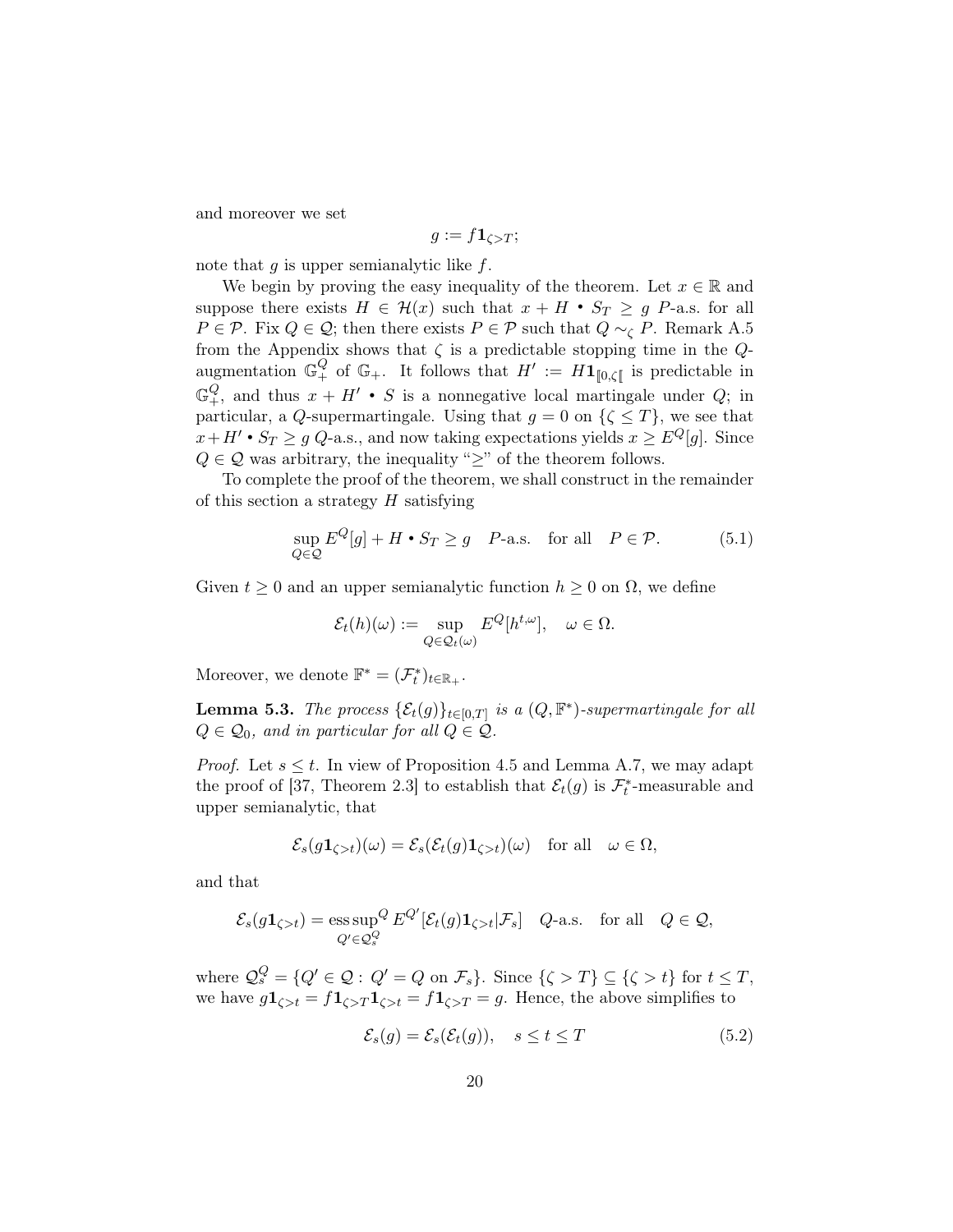and moreover we set

$$g := f \mathbf{1}_{\zeta > T};$$

note that $g$ is upper semianalytic like $f$.

We begin by proving the easy inequality of the theorem. Let $x \in \mathbb{R}$ and suppose there exists $H \in \mathcal{H}(x)$ such that $x + H \bullet S_T \geq g$ $P$-a.s. for all $P \in \mathcal{P}$. Fix $Q \in \mathcal{Q}$; then there exists $P \in \mathcal{P}$ such that $Q \sim_\zeta P$. Remark A.5 from the Appendix shows that $\zeta$ is a predictable stopping time in the $Q$-augmentation $\mathbb{G}_+^Q$ of $\mathbb{G}_+$. It follows that $H' := H \mathbf{1}_{[\![0,\zeta[\![}$ is predictable in $\mathbb{G}_+^Q$, and thus $x + H' \bullet S$ is a nonnegative local martingale under $Q$; in particular, a $Q$-supermartingale. Using that $g = 0$ on $\{\zeta \leq T\}$, we see that $x + H' \bullet S_T \geq g$ $Q$-a.s., and now taking expectations yields $x \geq E^Q[g]$. Since $Q \in \mathcal{Q}$ was arbitrary, the inequality "$\geq$" of the theorem follows.

To complete the proof of the theorem, we shall construct in the remainder of this section a strategy $H$ satisfying

$$\sup_{Q \in \mathcal{Q}} E^Q[g] + H \bullet S_T \geq g \quad P\text{-a.s.} \quad \text{for all} \quad P \in \mathcal{P}. \tag{5.1}$$

Given $t \geq 0$ and an upper semianalytic function $h \geq 0$ on $\Omega$, we define

$$\mathcal{E}_t(h)(\omega) := \sup_{Q \in \mathcal{Q}_t(\omega)} E^Q[h^{t,\omega}], \quad \omega \in \Omega.$$

Moreover, we denote $\mathbb{F}^* = (\mathcal{F}_t^*)_{t \in \mathbb{R}_+}$.

**Lemma 5.3.** *The process $\{\mathcal{E}_t(g)\}_{t \in [0,T]}$ is a $(Q, \mathbb{F}^*)$-supermartingale for all $Q \in \mathcal{Q}_0$, and in particular for all $Q \in \mathcal{Q}$.*

*Proof.* Let $s \leq t$. In view of Proposition 4.5 and Lemma A.7, we may adapt the proof of [37, Theorem 2.3] to establish that $\mathcal{E}_t(g)$ is $\mathcal{F}_t^*$-measurable and upper semianalytic, that

$$\mathcal{E}_s(g \mathbf{1}_{\zeta > t})(\omega) = \mathcal{E}_s(\mathcal{E}_t(g) \mathbf{1}_{\zeta > t})(\omega) \quad \text{for all} \quad \omega \in \Omega,$$

and that

$$\mathcal{E}_s(g \mathbf{1}_{\zeta > t}) = \operatorname*{ess\,sup}^Q_{Q' \in \mathcal{Q}_s^Q} E^{Q'}[\mathcal{E}_t(g) \mathbf{1}_{\zeta > t} | \mathcal{F}_s] \quad Q\text{-a.s.} \quad \text{for all} \quad Q \in \mathcal{Q},$$

where $\mathcal{Q}_s^Q = \{Q' \in \mathcal{Q} : Q' = Q \text{ on } \mathcal{F}_s\}$. Since $\{\zeta > T\} \subseteq \{\zeta > t\}$ for $t \leq T$, we have $g \mathbf{1}_{\zeta > t} = f \mathbf{1}_{\zeta > T} \mathbf{1}_{\zeta > t} = f \mathbf{1}_{\zeta > T} = g$. Hence, the above simplifies to

$$\mathcal{E}_s(g) = \mathcal{E}_s(\mathcal{E}_t(g)), \quad s \leq t \leq T \tag{5.2}$$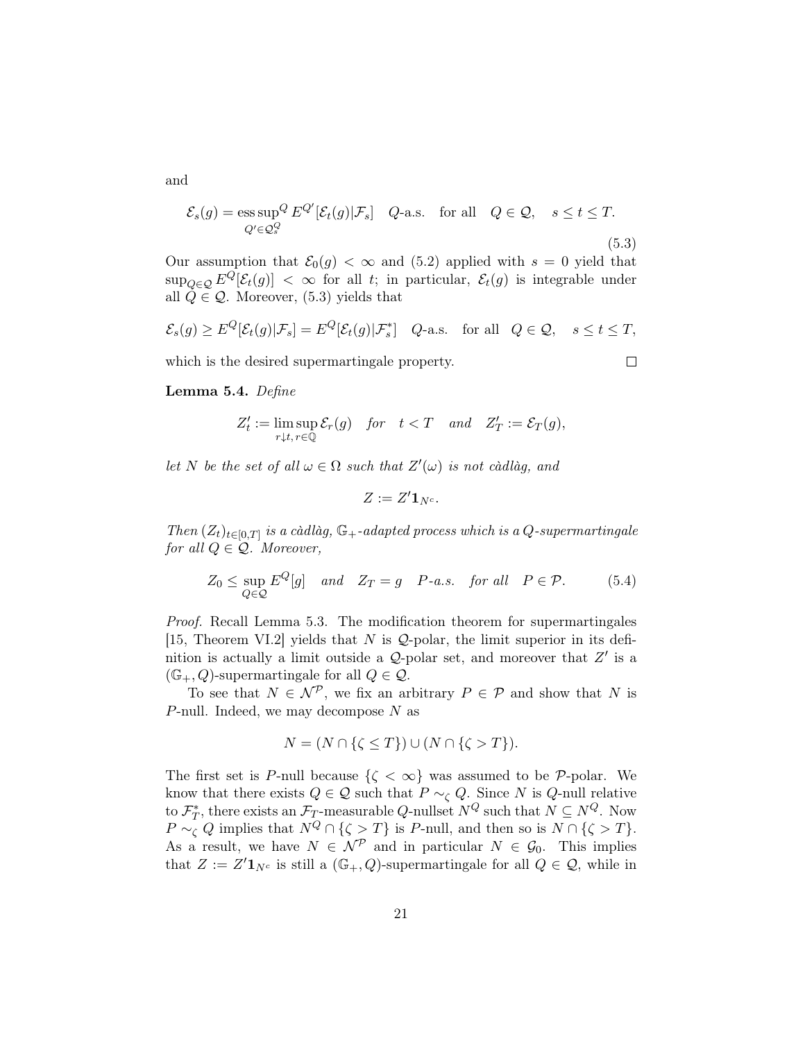and

$$\mathcal{E}_s(g) = \operatorname*{ess\,sup}^Q_{Q' \in \mathcal{Q}^Q_s} E^{Q'}[\mathcal{E}_t(g)|\mathcal{F}_s] \quad Q\text{-a.s.} \quad \text{for all} \quad Q \in \mathcal{Q}, \quad s \leq t \leq T. \tag{5.3}$$

Our assumption that $\mathcal{E}_0(g) < \infty$ and (5.2) applied with $s = 0$ yield that $\sup_{Q \in \mathcal{Q}} E^Q[\mathcal{E}_t(g)] < \infty$ for all $t$; in particular, $\mathcal{E}_t(g)$ is integrable under all $Q \in \mathcal{Q}$. Moreover, (5.3) yields that

$$\mathcal{E}_s(g) \geq E^Q[\mathcal{E}_t(g)|\mathcal{F}_s] = E^Q[\mathcal{E}_t(g)|\mathcal{F}^*_s] \quad Q\text{-a.s.} \quad \text{for all} \quad Q \in \mathcal{Q}, \quad s \leq t \leq T,$$

which is the desired supermartingale property. $\square$

**Lemma 5.4.** *Define*

$$Z'_t := \limsup_{r \downarrow t,\, r \in \mathbb{Q}} \mathcal{E}_r(g) \quad \textit{for} \quad t < T \quad \textit{and} \quad Z'_T := \mathcal{E}_T(g),$$

*let $N$ be the set of all $\omega \in \Omega$ such that $Z'(\omega)$ is not càdlàg, and*

$$Z := Z' \mathbf{1}_{N^c}.$$

*Then $(Z_t)_{t \in [0,T]}$ is a càdlàg, $\mathbb{G}_+$-adapted process which is a $Q$-supermartingale for all $Q \in \mathcal{Q}$. Moreover,*

$$Z_0 \leq \sup_{Q \in \mathcal{Q}} E^Q[g] \quad \textit{and} \quad Z_T = g \quad P\textit{-a.s.} \quad \textit{for all} \quad P \in \mathcal{P}. \tag{5.4}$$

*Proof.* Recall Lemma 5.3. The modification theorem for supermartingales [15, Theorem VI.2] yields that $N$ is $\mathcal{Q}$-polar, the limit superior in its definition is actually a limit outside a $\mathcal{Q}$-polar set, and moreover that $Z'$ is a $(\mathbb{G}_+, Q)$-supermartingale for all $Q \in \mathcal{Q}$.

To see that $N \in \mathcal{N}^{\mathcal{P}}$, we fix an arbitrary $P \in \mathcal{P}$ and show that $N$ is $P$-null. Indeed, we may decompose $N$ as

$$N = (N \cap \{\zeta \leq T\}) \cup (N \cap \{\zeta > T\}).$$

The first set is $P$-null because $\{\zeta < \infty\}$ was assumed to be $\mathcal{P}$-polar. We know that there exists $Q \in \mathcal{Q}$ such that $P \sim_\zeta Q$. Since $N$ is $Q$-null relative to $\mathcal{F}^*_T$, there exists an $\mathcal{F}_T$-measurable $Q$-nullset $N^Q$ such that $N \subseteq N^Q$. Now $P \sim_\zeta Q$ implies that $N^Q \cap \{\zeta > T\}$ is $P$-null, and then so is $N \cap \{\zeta > T\}$. As a result, we have $N \in \mathcal{N}^{\mathcal{P}}$ and in particular $N \in \mathcal{G}_0$. This implies that $Z := Z'\mathbf{1}_{N^c}$ is still a $(\mathbb{G}_+, Q)$-supermartingale for all $Q \in \mathcal{Q}$, while in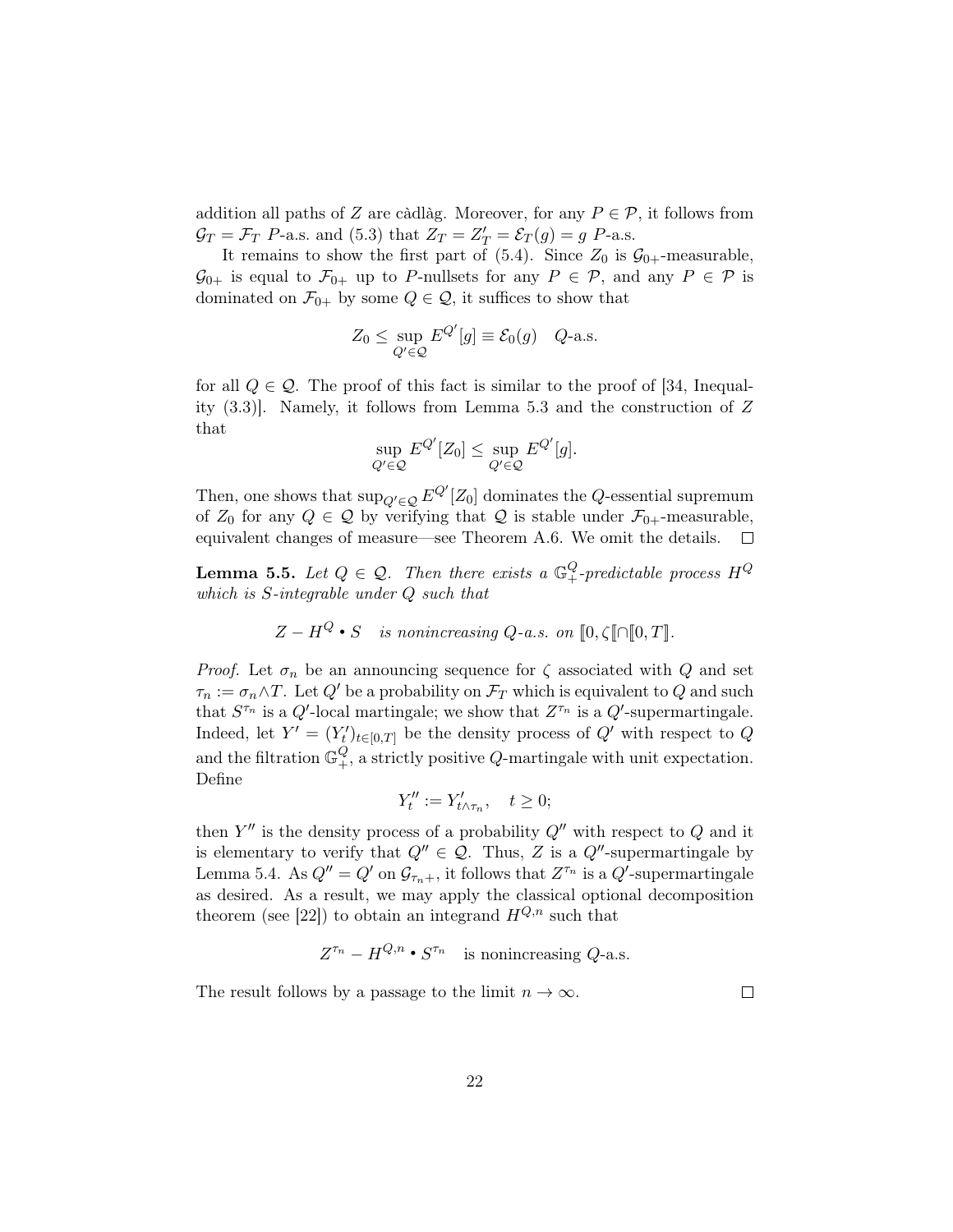addition all paths of $Z$ are càdlàg. Moreover, for any $P \in \mathcal{P}$, it follows from $\mathcal{G}_T = \mathcal{F}_T$ $P$-a.s. and (5.3) that $Z_T = Z'_T = \mathcal{E}_T(g) = g$ $P$-a.s.

It remains to show the first part of (5.4). Since $Z_0$ is $\mathcal{G}_{0+}$-measurable, $\mathcal{G}_{0+}$ is equal to $\mathcal{F}_{0+}$ up to $P$-nullsets for any $P \in \mathcal{P}$, and any $P \in \mathcal{P}$ is dominated on $\mathcal{F}_{0+}$ by some $Q \in \mathcal{Q}$, it suffices to show that

$$Z_0 \leq \sup_{Q' \in \mathcal{Q}} E^{Q'}[g] \equiv \mathcal{E}_0(g) \quad Q\text{-a.s.}$$

for all $Q \in \mathcal{Q}$. The proof of this fact is similar to the proof of [34, Inequality (3.3)]. Namely, it follows from Lemma 5.3 and the construction of $Z$ that

$$\sup_{Q' \in \mathcal{Q}} E^{Q'}[Z_0] \leq \sup_{Q' \in \mathcal{Q}} E^{Q'}[g].$$

Then, one shows that $\sup_{Q' \in \mathcal{Q}} E^{Q'}[Z_0]$ dominates the $Q$-essential supremum of $Z_0$ for any $Q \in \mathcal{Q}$ by verifying that $\mathcal{Q}$ is stable under $\mathcal{F}_{0+}$-measurable, equivalent changes of measure—see Theorem A.6. We omit the details. $\square$

**Lemma 5.5.** *Let $Q \in \mathcal{Q}$. Then there exists a $\mathbb{G}^Q_+$-predictable process $H^Q$ which is $S$-integrable under $Q$ such that*

$$Z - H^Q \bullet S \quad \text{is nonincreasing } Q\text{-a.s. on } [\![0, \zeta[\![ \cap [\![0, T]\!].$$

*Proof.* Let $\sigma_n$ be an announcing sequence for $\zeta$ associated with $Q$ and set $\tau_n := \sigma_n \wedge T$. Let $Q'$ be a probability on $\mathcal{F}_T$ which is equivalent to $Q$ and such that $S^{\tau_n}$ is a $Q'$-local martingale; we show that $Z^{\tau_n}$ is a $Q'$-supermartingale. Indeed, let $Y' = (Y'_t)_{t \in [0,T]}$ be the density process of $Q'$ with respect to $Q$ and the filtration $\mathbb{G}^Q_+$, a strictly positive $Q$-martingale with unit expectation. Define

$$Y''_t := Y'_{t \wedge \tau_n}, \quad t \geq 0;$$

then $Y''$ is the density process of a probability $Q''$ with respect to $Q$ and it is elementary to verify that $Q'' \in \mathcal{Q}$. Thus, $Z$ is a $Q''$-supermartingale by Lemma 5.4. As $Q'' = Q'$ on $\mathcal{G}_{\tau_n +}$, it follows that $Z^{\tau_n}$ is a $Q'$-supermartingale as desired. As a result, we may apply the classical optional decomposition theorem (see [22]) to obtain an integrand $H^{Q,n}$ such that

$$Z^{\tau_n} - H^{Q,n} \bullet S^{\tau_n} \quad \text{is nonincreasing } Q\text{-a.s.}$$

The result follows by a passage to the limit $n \to \infty$. $\square$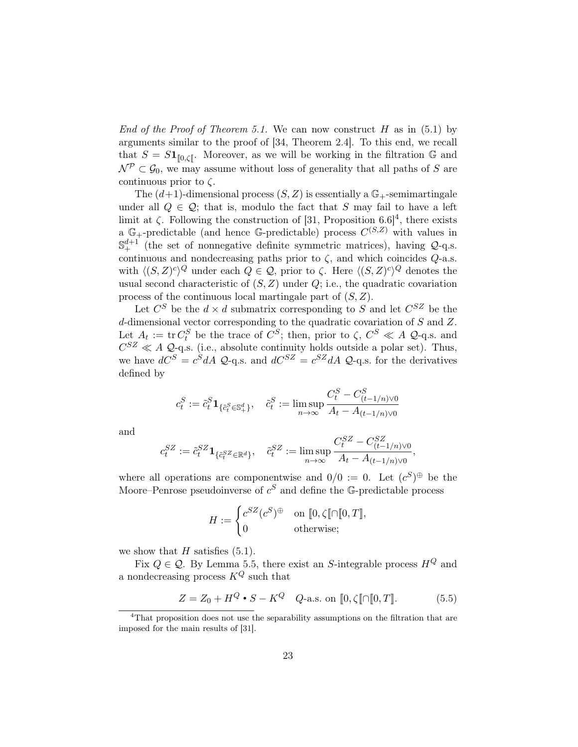*End of the Proof of Theorem 5.1.* We can now construct $H$ as in (5.1) by arguments similar to the proof of [34, Theorem 2.4]. To this end, we recall that $S = S\mathbf{1}_{[\![0,\zeta[\![}$. Moreover, as we will be working in the filtration $\mathbb{G}$ and $\mathcal{N}^{\mathcal{P}} \subset \mathcal{G}_0$, we may assume without loss of generality that all paths of $S$ are continuous prior to $\zeta$.

The $(d+1)$-dimensional process $(S, Z)$ is essentially a $\mathbb{G}_+$-semimartingale under all $Q \in \mathcal{Q}$; that is, modulo the fact that $S$ may fail to have a left limit at $\zeta$. Following the construction of [31, Proposition 6.6][4], there exists a $\mathbb{G}_+$-predictable (and hence $\mathbb{G}$-predictable) process $C^{(S,Z)}$ with values in $\mathbb{S}^{d+1}_+$ (the set of nonnegative definite symmetric matrices), having $\mathcal{Q}$-q.s. continuous and nondecreasing paths prior to $\zeta$, and which coincides $Q$-a.s. with $\langle (S,Z)^c\rangle^Q$ under each $Q \in \mathcal{Q}$, prior to $\zeta$. Here $\langle (S,Z)^c\rangle^Q$ denotes the usual second characteristic of $(S,Z)$ under $Q$; i.e., the quadratic covariation process of the continuous local martingale part of $(S,Z)$.

Let $C^S$ be the $d \times d$ submatrix corresponding to $S$ and let $C^{SZ}$ be the $d$-dimensional vector corresponding to the quadratic covariation of $S$ and $Z$. Let $A_t := \operatorname{tr} C^S_t$ be the trace of $C^S$; then, prior to $\zeta$, $C^S \ll A$ $\mathcal{Q}$-q.s. and $C^{SZ} \ll A$ $\mathcal{Q}$-q.s. (i.e., absolute continuity holds outside a polar set). Thus, we have $dC^S = c^S dA$ $\mathcal{Q}$-q.s. and $dC^{SZ} = c^{SZ} dA$ $\mathcal{Q}$-q.s. for the derivatives defined by

$$c^S_t := \tilde{c}^S_t \mathbf{1}_{\{\tilde{c}^S_t \in \mathbb{S}^d_+\}}, \quad \tilde{c}^S_t := \limsup_{n\to\infty} \frac{C^S_t - C^S_{(t-1/n)\vee 0}}{A_t - A_{(t-1/n)\vee 0}}$$

and

$$c^{SZ}_t := \tilde{c}^{SZ}_t \mathbf{1}_{\{\tilde{c}^{SZ}_t \in \mathbb{R}^d\}}, \quad \tilde{c}^{SZ}_t := \limsup_{n\to\infty} \frac{C^{SZ}_t - C^{SZ}_{(t-1/n)\vee 0}}{A_t - A_{(t-1/n)\vee 0}},$$

where all operations are componentwise and $0/0 := 0$. Let $(c^S)^\oplus$ be the Moore–Penrose pseudoinverse of $c^S$ and define the $\mathbb{G}$-predictable process

$$H := \begin{cases} c^{SZ}(c^S)^\oplus & \text{on } [\![0,\zeta[\![ \cap [\![0,T]\!], \\ 0 & \text{otherwise;} \end{cases}$$

we show that $H$ satisfies (5.1).

Fix $Q \in \mathcal{Q}$. By Lemma 5.5, there exist an $S$-integrable process $H^Q$ and a nondecreasing process $K^Q$ such that

$$Z = Z_0 + H^Q \bullet S - K^Q \quad Q\text{-a.s. on } [\![0,\zeta[\![ \cap [\![0,T]\!]. \tag{5.5}$$

[4] That proposition does not use the separability assumptions on the filtration that are imposed for the main results of [31].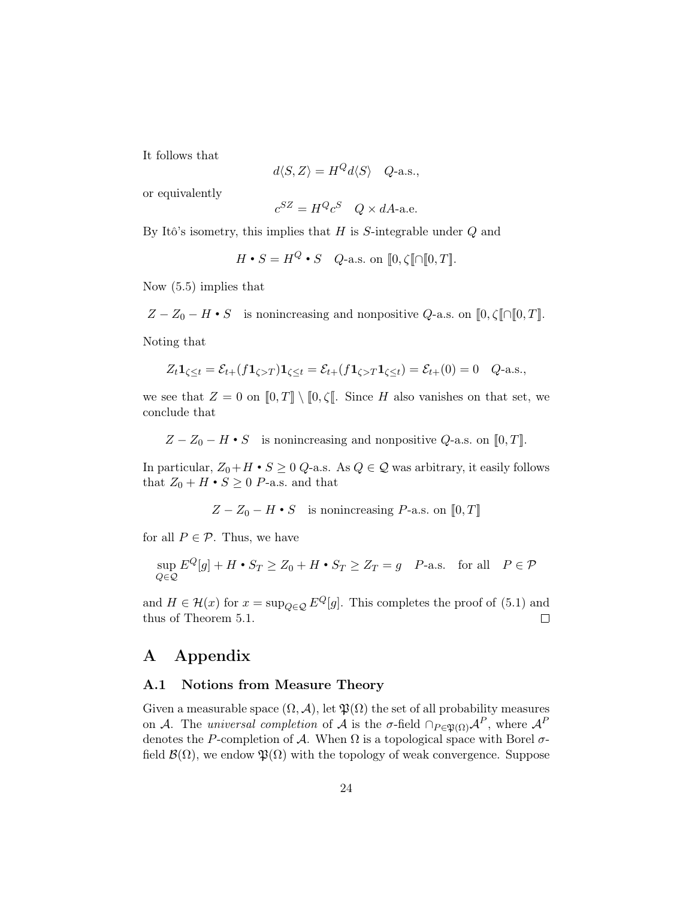It follows that

$$d\langle S, Z\rangle = H^Q d\langle S\rangle \quad Q\text{-a.s.},$$

or equivalently

$$c^{SZ} = H^Q c^S \quad Q \times dA\text{-a.e.}$$

By Itô's isometry, this implies that $H$ is $S$-integrable under $Q$ and

$$H \bullet S = H^Q \bullet S \quad Q\text{-a.s. on } [\![0, \zeta[\![ \cap [\![0, T]\!].$$

Now (5.5) implies that

$$Z - Z_0 - H \bullet S \quad \text{is nonincreasing and nonpositive } Q\text{-a.s. on } [\![0, \zeta[\![ \cap [\![0, T]\!].$$

Noting that

$$Z_t \mathbf{1}_{\zeta \leq t} = \mathcal{E}_{t+}(f\mathbf{1}_{\zeta > T})\mathbf{1}_{\zeta \leq t} = \mathcal{E}_{t+}(f\mathbf{1}_{\zeta > T}\mathbf{1}_{\zeta \leq t}) = \mathcal{E}_{t+}(0) = 0 \quad Q\text{-a.s.},$$

we see that $Z = 0$ on $[\![0, T]\!] \setminus [\![0, \zeta[\![$. Since $H$ also vanishes on that set, we conclude that

$$Z - Z_0 - H \bullet S \quad \text{is nonincreasing and nonpositive } Q\text{-a.s. on } [\![0, T]\!].$$

In particular, $Z_0 + H \bullet S \geq 0$ $Q$-a.s. As $Q \in \mathcal{Q}$ was arbitrary, it easily follows that $Z_0 + H \bullet S \geq 0$ $P$-a.s. and that

$$Z - Z_0 - H \bullet S \quad \text{is nonincreasing } P\text{-a.s. on } [\![0, T]\!]$$

for all $P \in \mathcal{P}$. Thus, we have

$$\sup_{Q \in \mathcal{Q}} E^Q[g] + H \bullet S_T \geq Z_0 + H \bullet S_T \geq Z_T = g \quad P\text{-a.s.} \quad \text{for all} \quad P \in \mathcal{P}$$

and $H \in \mathcal{H}(x)$ for $x = \sup_{Q \in \mathcal{Q}} E^Q[g]$. This completes the proof of (5.1) and thus of Theorem 5.1. $\square$

# A Appendix

## A.1 Notions from Measure Theory

Given a measurable space $(\Omega, \mathcal{A})$, let $\mathfrak{P}(\Omega)$ the set of all probability measures on $\mathcal{A}$. The *universal completion* of $\mathcal{A}$ is the $\sigma$-field $\cap_{P \in \mathfrak{P}(\Omega)} \mathcal{A}^P$, where $\mathcal{A}^P$ denotes the $P$-completion of $\mathcal{A}$. When $\Omega$ is a topological space with Borel $\sigma$-field $\mathcal{B}(\Omega)$, we endow $\mathfrak{P}(\Omega)$ with the topology of weak convergence. Suppose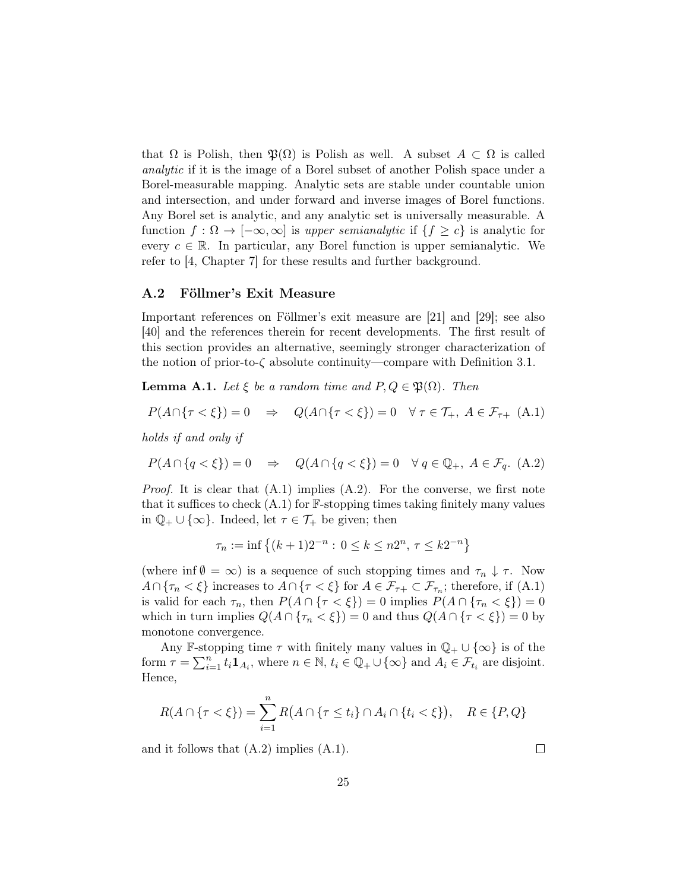that $\Omega$ is Polish, then $\mathfrak{P}(\Omega)$ is Polish as well. A subset $A \subset \Omega$ is called *analytic* if it is the image of a Borel subset of another Polish space under a Borel-measurable mapping. Analytic sets are stable under countable union and intersection, and under forward and inverse images of Borel functions. Any Borel set is analytic, and any analytic set is universally measurable. A function $f : \Omega \to [-\infty, \infty]$ is *upper semianalytic* if $\{f \geq c\}$ is analytic for every $c \in \mathbb{R}$. In particular, any Borel function is upper semianalytic. We refer to [4, Chapter 7] for these results and further background.

## A.2 Föllmer's Exit Measure

Important references on Föllmer's exit measure are [21] and [29]; see also [40] and the references therein for recent developments. The first result of this section provides an alternative, seemingly stronger characterization of the notion of prior-to-$\zeta$ absolute continuity—compare with Definition 3.1.

**Lemma A.1.** *Let $\xi$ be a random time and $P, Q \in \mathfrak{P}(\Omega)$. Then*

$$P(A \cap \{\tau < \xi\}) = 0 \quad \Rightarrow \quad Q(A \cap \{\tau < \xi\}) = 0 \quad \forall\, \tau \in \mathcal{T}_+,\ A \in \mathcal{F}_{\tau+} \tag{A.1}$$

*holds if and only if*

$$P(A \cap \{q < \xi\}) = 0 \quad \Rightarrow \quad Q(A \cap \{q < \xi\}) = 0 \quad \forall\, q \in \mathbb{Q}_+,\ A \in \mathcal{F}_q. \tag{A.2}$$

*Proof.* It is clear that (A.1) implies (A.2). For the converse, we first note that it suffices to check (A.1) for $\mathbb{F}$-stopping times taking finitely many values in $\mathbb{Q}_+ \cup \{\infty\}$. Indeed, let $\tau \in \mathcal{T}_+$ be given; then

$$\tau_n := \inf\left\{(k+1)2^{-n} : 0 \leq k \leq n2^n,\ \tau \leq k2^{-n}\right\}$$

(where $\inf \emptyset = \infty$) is a sequence of such stopping times and $\tau_n \downarrow \tau$. Now $A \cap \{\tau_n < \xi\}$ increases to $A \cap \{\tau < \xi\}$ for $A \in \mathcal{F}_{\tau+} \subset \mathcal{F}_{\tau_n}$; therefore, if (A.1) is valid for each $\tau_n$, then $P(A \cap \{\tau < \xi\}) = 0$ implies $P(A \cap \{\tau_n < \xi\}) = 0$ which in turn implies $Q(A \cap \{\tau_n < \xi\}) = 0$ and thus $Q(A \cap \{\tau < \xi\}) = 0$ by monotone convergence.

Any $\mathbb{F}$-stopping time $\tau$ with finitely many values in $\mathbb{Q}_+ \cup \{\infty\}$ is of the form $\tau = \sum_{i=1}^n t_i \mathbf{1}_{A_i}$, where $n \in \mathbb{N}$, $t_i \in \mathbb{Q}_+ \cup \{\infty\}$ and $A_i \in \mathcal{F}_{t_i}$ are disjoint. Hence,

$$R(A \cap \{\tau < \xi\}) = \sum_{i=1}^n R\big(A \cap \{\tau \leq t_i\} \cap A_i \cap \{t_i < \xi\}\big), \quad R \in \{P, Q\}$$

and it follows that (A.2) implies (A.1). $\square$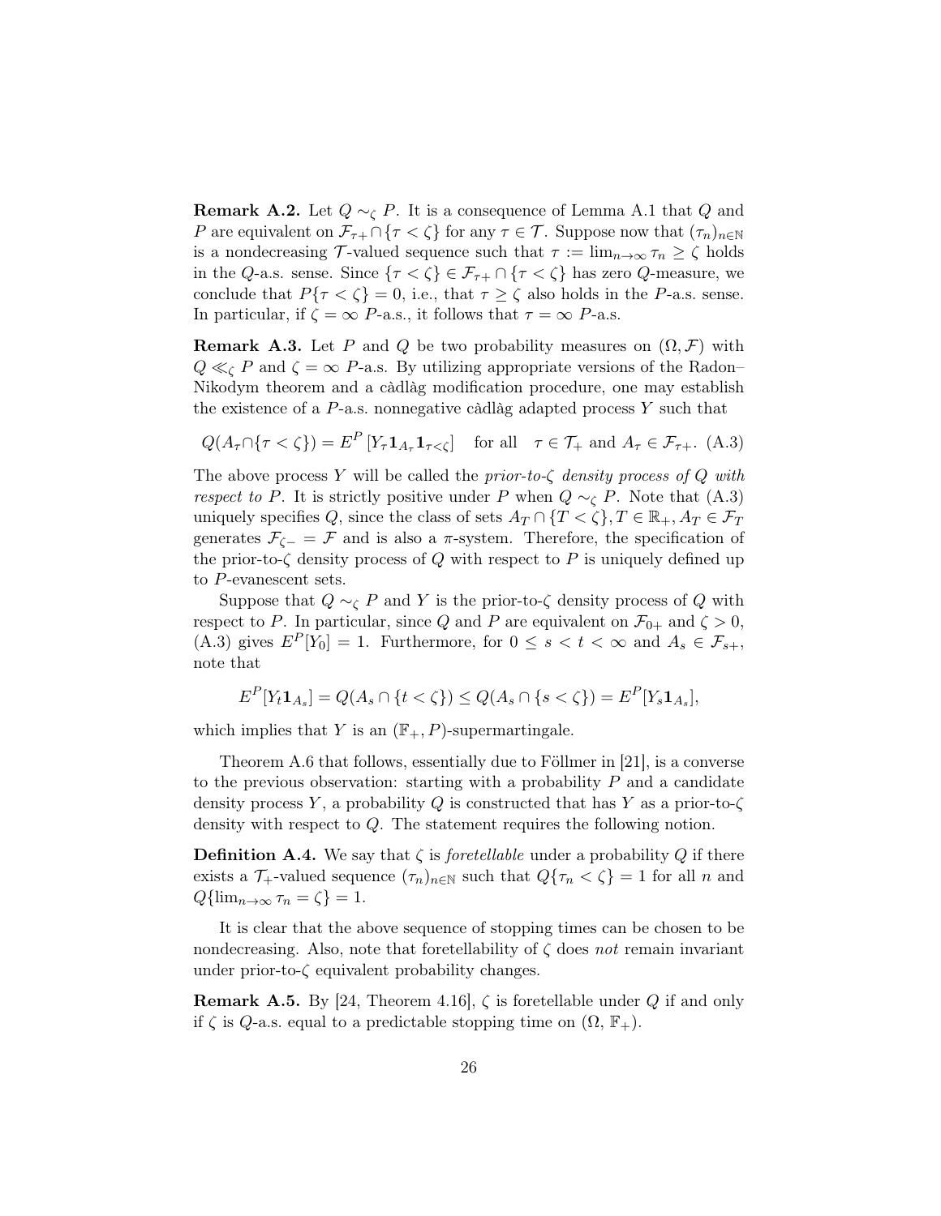**Remark A.2.** Let $Q \sim_\zeta P$. It is a consequence of Lemma A.1 that $Q$ and $P$ are equivalent on $\mathcal{F}_{\tau+} \cap \{\tau < \zeta\}$ for any $\tau \in \mathcal{T}$. Suppose now that $(\tau_n)_{n \in \mathbb{N}}$ is a nondecreasing $\mathcal{T}$-valued sequence such that $\tau := \lim_{n\to\infty} \tau_n \geq \zeta$ holds in the $Q$-a.s. sense. Since $\{\tau < \zeta\} \in \mathcal{F}_{\tau+} \cap \{\tau < \zeta\}$ has zero $Q$-measure, we conclude that $P\{\tau < \zeta\} = 0$, i.e., that $\tau \geq \zeta$ also holds in the $P$-a.s. sense. In particular, if $\zeta = \infty$ $P$-a.s., it follows that $\tau = \infty$ $P$-a.s.

**Remark A.3.** Let $P$ and $Q$ be two probability measures on $(\Omega, \mathcal{F})$ with $Q \ll_\zeta P$ and $\zeta = \infty$ $P$-a.s. By utilizing appropriate versions of the Radon–Nikodym theorem and a càdlàg modification procedure, one may establish the existence of a $P$-a.s. nonnegative càdlàg adapted process $Y$ such that

$$Q(A_\tau \cap \{\tau < \zeta\}) = E^P\left[Y_\tau \mathbf{1}_{A_\tau} \mathbf{1}_{\tau < \zeta}\right] \quad \text{for all} \quad \tau \in \mathcal{T}_+ \text{ and } A_\tau \in \mathcal{F}_{\tau+}. \text{ (A.3)}$$

The above process $Y$ will be called the *prior-to-$\zeta$ density process of $Q$ with respect to $P$*. It is strictly positive under $P$ when $Q \sim_\zeta P$. Note that (A.3) uniquely specifies $Q$, since the class of sets $A_T \cap \{T < \zeta\}, T \in \mathbb{R}_+, A_T \in \mathcal{F}_T$ generates $\mathcal{F}_{\zeta-} = \mathcal{F}$ and is also a $\pi$-system. Therefore, the specification of the prior-to-$\zeta$ density process of $Q$ with respect to $P$ is uniquely defined up to $P$-evanescent sets.

Suppose that $Q \sim_\zeta P$ and $Y$ is the prior-to-$\zeta$ density process of $Q$ with respect to $P$. In particular, since $Q$ and $P$ are equivalent on $\mathcal{F}_{0+}$ and $\zeta > 0$, (A.3) gives $E^P[Y_0] = 1$. Furthermore, for $0 \leq s < t < \infty$ and $A_s \in \mathcal{F}_{s+}$, note that

$$E^P[Y_t \mathbf{1}_{A_s}] = Q(A_s \cap \{t < \zeta\}) \leq Q(A_s \cap \{s < \zeta\}) = E^P[Y_s \mathbf{1}_{A_s}],$$

which implies that $Y$ is an $(\mathbb{F}_+, P)$-supermartingale.

Theorem A.6 that follows, essentially due to Föllmer in [21], is a converse to the previous observation: starting with a probability $P$ and a candidate density process $Y$, a probability $Q$ is constructed that has $Y$ as a prior-to-$\zeta$ density with respect to $Q$. The statement requires the following notion.

**Definition A.4.** We say that $\zeta$ is *foretellable* under a probability $Q$ if there exists a $\mathcal{T}_+$-valued sequence $(\tau_n)_{n\in\mathbb{N}}$ such that $Q\{\tau_n < \zeta\} = 1$ for all $n$ and $Q\{\lim_{n\to\infty} \tau_n = \zeta\} = 1$.

It is clear that the above sequence of stopping times can be chosen to be nondecreasing. Also, note that foretellability of $\zeta$ does *not* remain invariant under prior-to-$\zeta$ equivalent probability changes.

**Remark A.5.** By [24, Theorem 4.16], $\zeta$ is foretellable under $Q$ if and only if $\zeta$ is $Q$-a.s. equal to a predictable stopping time on $(\Omega, \mathbb{F}_+)$.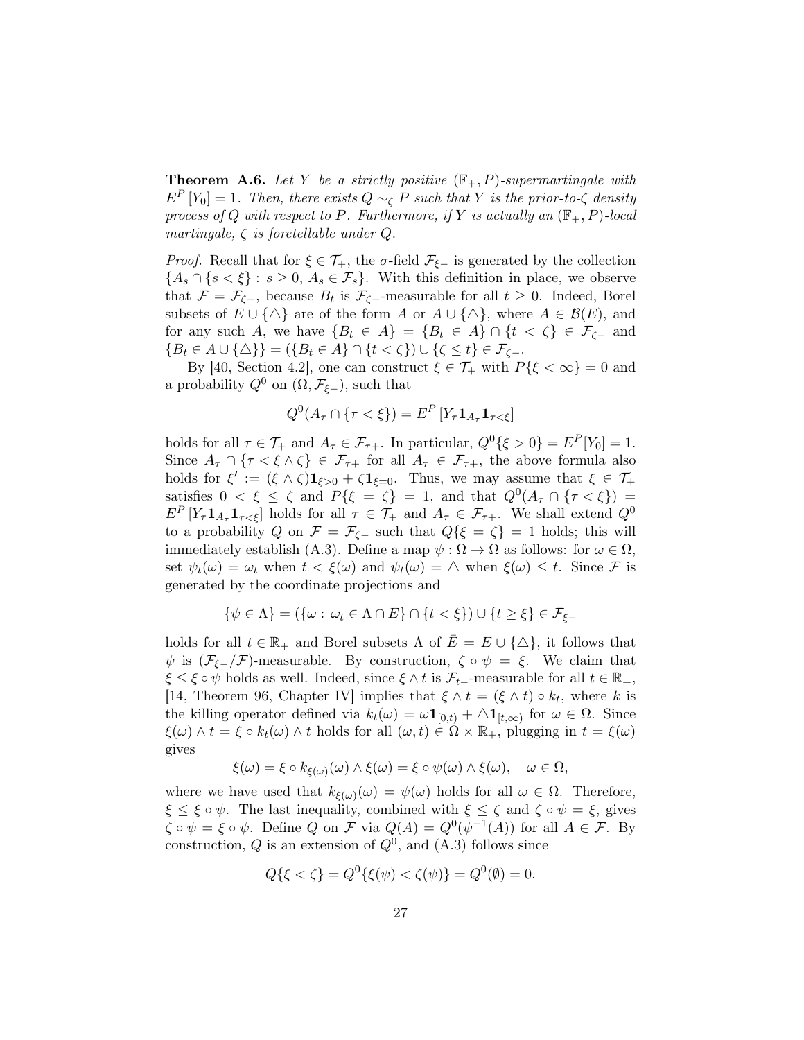**Theorem A.6.** *Let $Y$ be a strictly positive $(\mathbb{F}_+, P)$-supermartingale with $E^P[Y_0] = 1$. Then, there exists $Q \sim_\zeta P$ such that $Y$ is the prior-to-$\zeta$ density process of $Q$ with respect to $P$. Furthermore, if $Y$ is actually an $(\mathbb{F}_+, P)$-local martingale, $\zeta$ is foretellable under $Q$.*

*Proof.* Recall that for $\xi \in \mathcal{T}_+$, the $\sigma$-field $\mathcal{F}_{\xi-}$ is generated by the collection $\{A_s \cap \{s < \xi\} : s \geq 0, A_s \in \mathcal{F}_s\}$. With this definition in place, we observe that $\mathcal{F} = \mathcal{F}_{\zeta-}$, because $B_t$ is $\mathcal{F}_{\zeta-}$-measurable for all $t \geq 0$. Indeed, Borel subsets of $E \cup \{\triangle\}$ are of the form $A$ or $A \cup \{\triangle\}$, where $A \in \mathcal{B}(E)$, and for any such $A$, we have $\{B_t \in A\} = \{B_t \in A\} \cap \{t < \zeta\} \in \mathcal{F}_{\zeta-}$ and $\{B_t \in A \cup \{\triangle\}\} = (\{B_t \in A\} \cap \{t < \zeta\}) \cup \{\zeta \leq t\} \in \mathcal{F}_{\zeta-}$.

By [40, Section 4.2], one can construct $\xi \in \mathcal{T}_+$ with $P\{\xi < \infty\} = 0$ and a probability $Q^0$ on $(\Omega, \mathcal{F}_{\xi-})$, such that

$$Q^0(A_\tau \cap \{\tau < \xi\}) = E^P\left[Y_\tau \mathbf{1}_{A_\tau} \mathbf{1}_{\tau < \xi}\right]$$

holds for all $\tau \in \mathcal{T}_+$ and $A_\tau \in \mathcal{F}_{\tau+}$. In particular, $Q^0\{\xi > 0\} = E^P[Y_0] = 1$. Since $A_\tau \cap \{\tau < \xi \wedge \zeta\} \in \mathcal{F}_{\tau+}$ for all $A_\tau \in \mathcal{F}_{\tau+}$, the above formula also holds for $\xi' := (\xi \wedge \zeta)\mathbf{1}_{\xi > 0} + \zeta \mathbf{1}_{\xi = 0}$. Thus, we may assume that $\xi \in \mathcal{T}_+$ satisfies $0 < \xi \leq \zeta$ and $P\{\xi = \zeta\} = 1$, and that $Q^0(A_\tau \cap \{\tau < \xi\}) = E^P\left[Y_\tau \mathbf{1}_{A_\tau} \mathbf{1}_{\tau < \xi}\right]$ holds for all $\tau \in \mathcal{T}_+$ and $A_\tau \in \mathcal{F}_{\tau+}$. We shall extend $Q^0$ to a probability $Q$ on $\mathcal{F} = \mathcal{F}_{\zeta-}$ such that $Q\{\xi = \zeta\} = 1$ holds; this will immediately establish (A.3). Define a map $\psi : \Omega \to \Omega$ as follows: for $\omega \in \Omega$, set $\psi_t(\omega) = \omega_t$ when $t < \xi(\omega)$ and $\psi_t(\omega) = \triangle$ when $\xi(\omega) \leq t$. Since $\mathcal{F}$ is generated by the coordinate projections and

$$\{\psi \in \Lambda\} = (\{\omega : \omega_t \in \Lambda \cap E\} \cap \{t < \xi\}) \cup \{t \geq \xi\} \in \mathcal{F}_{\xi-}$$

holds for all $t \in \mathbb{R}_+$ and Borel subsets $\Lambda$ of $\bar{E} = E \cup \{\triangle\}$, it follows that $\psi$ is $(\mathcal{F}_{\xi-}/\mathcal{F})$-measurable. By construction, $\zeta \circ \psi = \xi$. We claim that $\xi \leq \xi \circ \psi$ holds as well. Indeed, since $\xi \wedge t$ is $\mathcal{F}_{t-}$-measurable for all $t \in \mathbb{R}_+$, [14, Theorem 96, Chapter IV] implies that $\xi \wedge t = (\xi \wedge t) \circ k_t$, where $k$ is the killing operator defined via $k_t(\omega) = \omega \mathbf{1}_{[0,t)} + \triangle \mathbf{1}_{[t,\infty)}$ for $\omega \in \Omega$. Since $\xi(\omega) \wedge t = \xi \circ k_t(\omega) \wedge t$ holds for all $(\omega, t) \in \Omega \times \mathbb{R}_+$, plugging in $t = \xi(\omega)$ gives

$$\xi(\omega) = \xi \circ k_{\xi(\omega)}(\omega) \wedge \xi(\omega) = \xi \circ \psi(\omega) \wedge \xi(\omega), \quad \omega \in \Omega,$$

where we have used that $k_{\xi(\omega)}(\omega) = \psi(\omega)$ holds for all $\omega \in \Omega$. Therefore, $\xi \leq \xi \circ \psi$. The last inequality, combined with $\xi \leq \zeta$ and $\zeta \circ \psi = \xi$, gives $\zeta \circ \psi = \xi \circ \psi$. Define $Q$ on $\mathcal{F}$ via $Q(A) = Q^0(\psi^{-1}(A))$ for all $A \in \mathcal{F}$. By construction, $Q$ is an extension of $Q^0$, and (A.3) follows since

$$Q\{\xi < \zeta\} = Q^0\{\xi(\psi) < \zeta(\psi)\} = Q^0(\emptyset) = 0.$$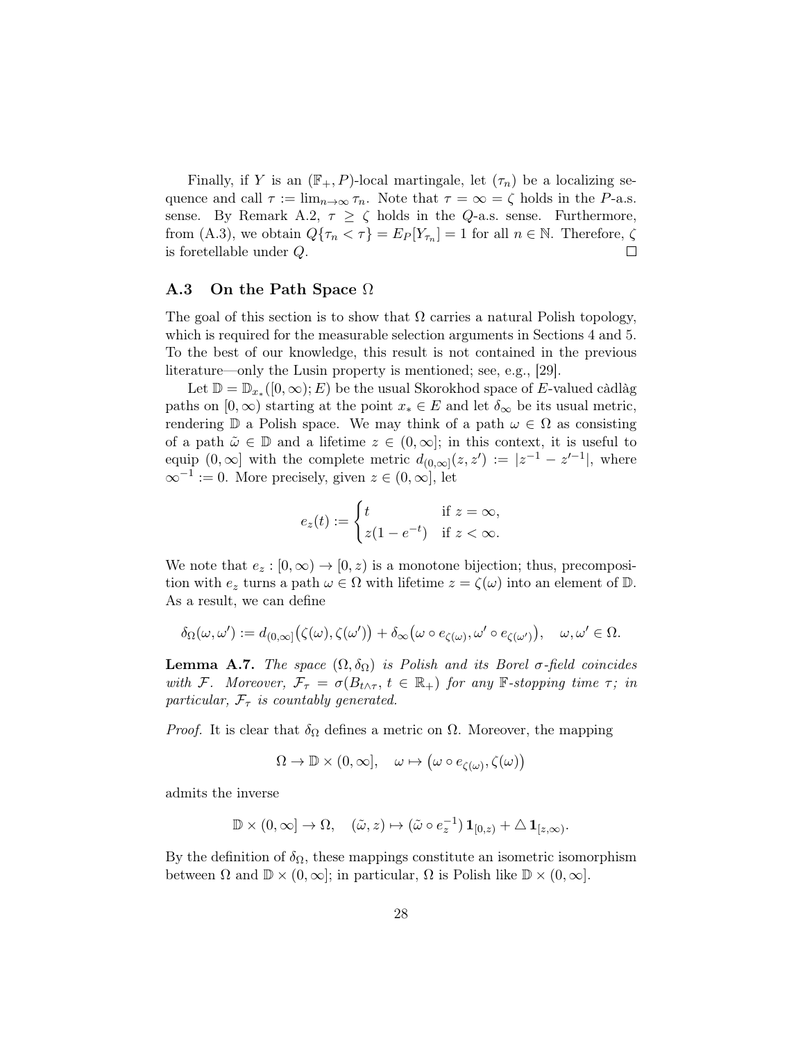Finally, if $Y$ is an $(\mathbb{F}_+, P)$-local martingale, let $(\tau_n)$ be a localizing sequence and call $\tau := \lim_{n\to\infty} \tau_n$. Note that $\tau = \infty = \zeta$ holds in the $P$-a.s. sense. By Remark A.2, $\tau \geq \zeta$ holds in the $Q$-a.s. sense. Furthermore, from (A.3), we obtain $Q\{\tau_n < \tau\} = E_P[Y_{\tau_n}] = 1$ for all $n \in \mathbb{N}$. Therefore, $\zeta$ is foretellable under $Q$. $\square$

### A.3 On the Path Space $\Omega$

The goal of this section is to show that $\Omega$ carries a natural Polish topology, which is required for the measurable selection arguments in Sections 4 and 5. To the best of our knowledge, this result is not contained in the previous literature—only the Lusin property is mentioned; see, e.g., [29].

Let $\mathbb{D} = \mathbb{D}_{x_*}([0,\infty); E)$ be the usual Skorokhod space of $E$-valued càdlàg paths on $[0,\infty)$ starting at the point $x_* \in E$ and let $\delta_\infty$ be its usual metric, rendering $\mathbb{D}$ a Polish space. We may think of a path $\omega \in \Omega$ as consisting of a path $\tilde\omega \in \mathbb{D}$ and a lifetime $z \in (0,\infty]$; in this context, it is useful to equip $(0,\infty]$ with the complete metric $d_{(0,\infty]}(z,z') := |z^{-1} - z'^{-1}|$, where $\infty^{-1} := 0$. More precisely, given $z \in (0,\infty]$, let

$$e_z(t) := \begin{cases} t & \text{if } z = \infty, \\ z(1-e^{-t}) & \text{if } z < \infty. \end{cases}$$

We note that $e_z : [0,\infty) \to [0,z)$ is a monotone bijection; thus, precomposition with $e_z$ turns a path $\omega \in \Omega$ with lifetime $z = \zeta(\omega)$ into an element of $\mathbb{D}$. As a result, we can define

$$\delta_\Omega(\omega,\omega') := d_{(0,\infty]}\big(\zeta(\omega),\zeta(\omega')\big) + \delta_\infty\big(\omega\circ e_{\zeta(\omega)}, \omega'\circ e_{\zeta(\omega')}\big), \quad \omega,\omega' \in \Omega.$$

**Lemma A.7.** *The space $(\Omega,\delta_\Omega)$ is Polish and its Borel $\sigma$-field coincides with $\mathcal{F}$. Moreover, $\mathcal{F}_\tau = \sigma(B_{t\wedge\tau}, t \in \mathbb{R}_+)$ for any $\mathbb{F}$-stopping time $\tau$; in particular, $\mathcal{F}_\tau$ is countably generated.*

*Proof.* It is clear that $\delta_\Omega$ defines a metric on $\Omega$. Moreover, the mapping

$$\Omega \to \mathbb{D}\times(0,\infty], \quad \omega \mapsto \big(\omega\circ e_{\zeta(\omega)}, \zeta(\omega)\big)$$

admits the inverse

$$\mathbb{D}\times(0,\infty] \to \Omega, \quad (\tilde\omega, z) \mapsto (\tilde\omega\circ e_z^{-1})\,\mathbf{1}_{[0,z)} + \triangle\,\mathbf{1}_{[z,\infty)}.$$

By the definition of $\delta_\Omega$, these mappings constitute an isometric isomorphism between $\Omega$ and $\mathbb{D}\times(0,\infty]$; in particular, $\Omega$ is Polish like $\mathbb{D}\times(0,\infty]$.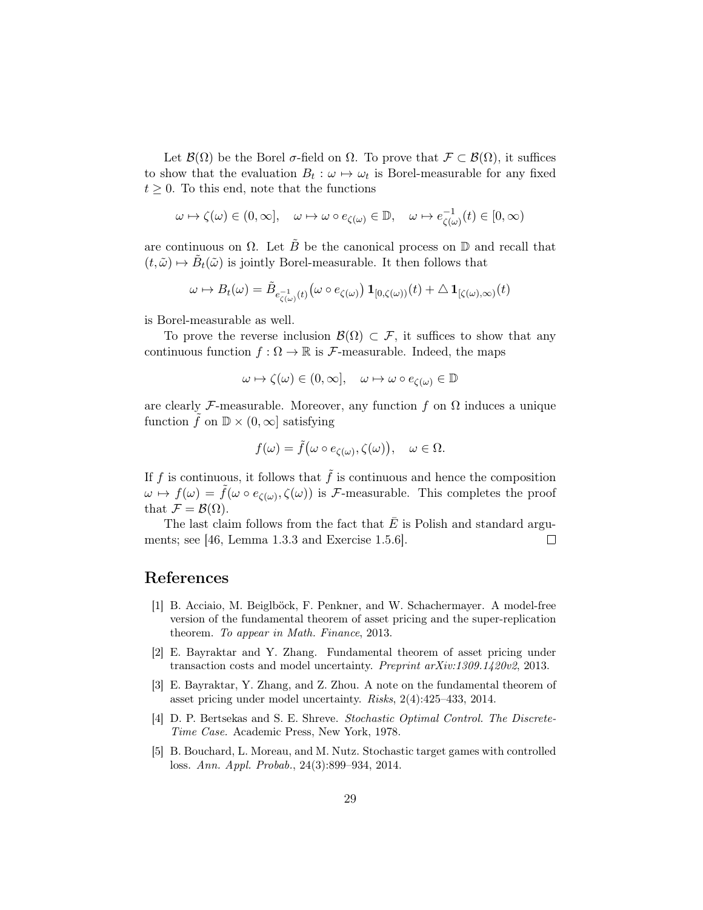Let $\mathcal{B}(\Omega)$ be the Borel $\sigma$-field on $\Omega$. To prove that $\mathcal{F} \subset \mathcal{B}(\Omega)$, it suffices to show that the evaluation $B_t : \omega \mapsto \omega_t$ is Borel-measurable for any fixed $t \geq 0$. To this end, note that the functions

$$\omega \mapsto \zeta(\omega) \in (0, \infty], \quad \omega \mapsto \omega \circ e_{\zeta(\omega)} \in \mathbb{D}, \quad \omega \mapsto e^{-1}_{\zeta(\omega)}(t) \in [0, \infty)$$

are continuous on $\Omega$. Let $\tilde{B}$ be the canonical process on $\mathbb{D}$ and recall that $(t, \tilde{\omega}) \mapsto \tilde{B}_t(\tilde{\omega})$ is jointly Borel-measurable. It then follows that

$$\omega \mapsto B_t(\omega) = \tilde{B}_{e^{-1}_{\zeta(\omega)}(t)}\big(\omega \circ e_{\zeta(\omega)}\big) \, \mathbf{1}_{[0,\zeta(\omega))}(t) + \triangle \, \mathbf{1}_{[\zeta(\omega),\infty)}(t)$$

is Borel-measurable as well.

To prove the reverse inclusion $\mathcal{B}(\Omega) \subset \mathcal{F}$, it suffices to show that any continuous function $f : \Omega \to \mathbb{R}$ is $\mathcal{F}$-measurable. Indeed, the maps

$$\omega \mapsto \zeta(\omega) \in (0, \infty], \quad \omega \mapsto \omega \circ e_{\zeta(\omega)} \in \mathbb{D}$$

are clearly $\mathcal{F}$-measurable. Moreover, any function $f$ on $\Omega$ induces a unique function $\tilde{f}$ on $\mathbb{D} \times (0, \infty]$ satisfying

$$f(\omega) = \tilde{f}\big(\omega \circ e_{\zeta(\omega)}, \zeta(\omega)\big), \quad \omega \in \Omega.$$

If $f$ is continuous, it follows that $\tilde{f}$ is continuous and hence the composition $\omega \mapsto f(\omega) = \tilde{f}(\omega \circ e_{\zeta(\omega)}, \zeta(\omega))$ is $\mathcal{F}$-measurable. This completes the proof that $\mathcal{F} = \mathcal{B}(\Omega)$.

The last claim follows from the fact that $\bar{E}$ is Polish and standard arguments; see [46, Lemma 1.3.3 and Exercise 1.5.6]. □

# References

[1] B. Acciaio, M. Beiglböck, F. Penkner, and W. Schachermayer. A model-free version of the fundamental theorem of asset pricing and the super-replication theorem. *To appear in Math. Finance*, 2013.

[2] E. Bayraktar and Y. Zhang. Fundamental theorem of asset pricing under transaction costs and model uncertainty. *Preprint arXiv:1309.1420v2*, 2013.

[3] E. Bayraktar, Y. Zhang, and Z. Zhou. A note on the fundamental theorem of asset pricing under model uncertainty. *Risks*, 2(4):425–433, 2014.

[4] D. P. Bertsekas and S. E. Shreve. *Stochastic Optimal Control. The Discrete-Time Case.* Academic Press, New York, 1978.

[5] B. Bouchard, L. Moreau, and M. Nutz. Stochastic target games with controlled loss. *Ann. Appl. Probab.*, 24(3):899–934, 2014.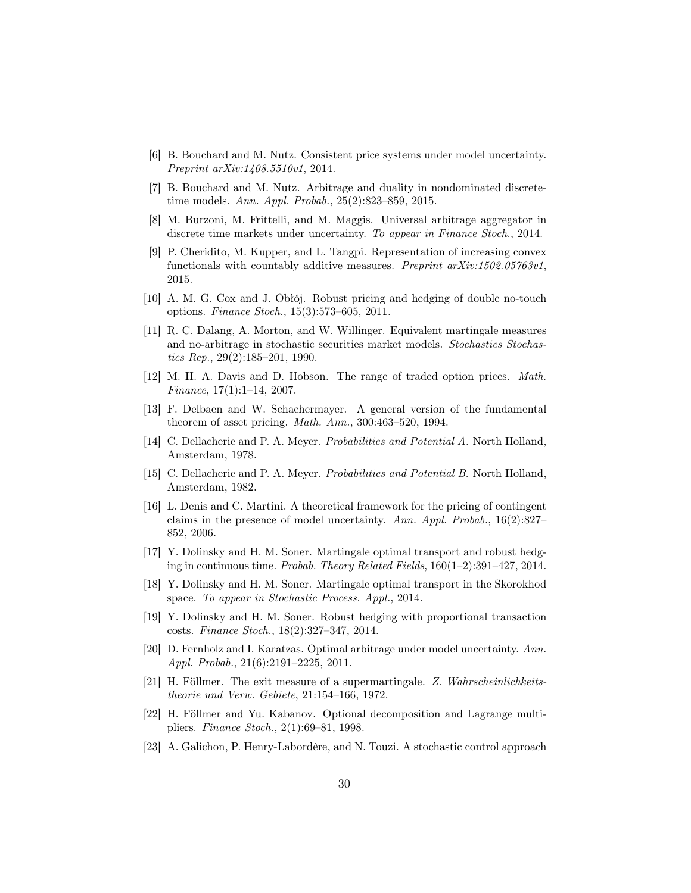- [6] B. Bouchard and M. Nutz. Consistent price systems under model uncertainty. *Preprint arXiv:1408.5510v1*, 2014.
- [7] B. Bouchard and M. Nutz. Arbitrage and duality in nondominated discrete-time models. *Ann. Appl. Probab.*, 25(2):823–859, 2015.
- [8] M. Burzoni, M. Frittelli, and M. Maggis. Universal arbitrage aggregator in discrete time markets under uncertainty. *To appear in Finance Stoch.*, 2014.
- [9] P. Cheridito, M. Kupper, and L. Tangpi. Representation of increasing convex functionals with countably additive measures. *Preprint arXiv:1502.05763v1*, 2015.
- [10] A. M. G. Cox and J. Obłój. Robust pricing and hedging of double no-touch options. *Finance Stoch.*, 15(3):573–605, 2011.
- [11] R. C. Dalang, A. Morton, and W. Willinger. Equivalent martingale measures and no-arbitrage in stochastic securities market models. *Stochastics Stochastics Rep.*, 29(2):185–201, 1990.
- [12] M. H. A. Davis and D. Hobson. The range of traded option prices. *Math. Finance*, 17(1):1–14, 2007.
- [13] F. Delbaen and W. Schachermayer. A general version of the fundamental theorem of asset pricing. *Math. Ann.*, 300:463–520, 1994.
- [14] C. Dellacherie and P. A. Meyer. *Probabilities and Potential A*. North Holland, Amsterdam, 1978.
- [15] C. Dellacherie and P. A. Meyer. *Probabilities and Potential B*. North Holland, Amsterdam, 1982.
- [16] L. Denis and C. Martini. A theoretical framework for the pricing of contingent claims in the presence of model uncertainty. *Ann. Appl. Probab.*, 16(2):827–852, 2006.
- [17] Y. Dolinsky and H. M. Soner. Martingale optimal transport and robust hedging in continuous time. *Probab. Theory Related Fields*, 160(1–2):391–427, 2014.
- [18] Y. Dolinsky and H. M. Soner. Martingale optimal transport in the Skorokhod space. *To appear in Stochastic Process. Appl.*, 2014.
- [19] Y. Dolinsky and H. M. Soner. Robust hedging with proportional transaction costs. *Finance Stoch.*, 18(2):327–347, 2014.
- [20] D. Fernholz and I. Karatzas. Optimal arbitrage under model uncertainty. *Ann. Appl. Probab.*, 21(6):2191–2225, 2011.
- [21] H. Föllmer. The exit measure of a supermartingale. *Z. Wahrscheinlichkeitstheorie und Verw. Gebiete*, 21:154–166, 1972.
- [22] H. Föllmer and Yu. Kabanov. Optional decomposition and Lagrange multipliers. *Finance Stoch.*, 2(1):69–81, 1998.
- [23] A. Galichon, P. Henry-Labordère, and N. Touzi. A stochastic control approach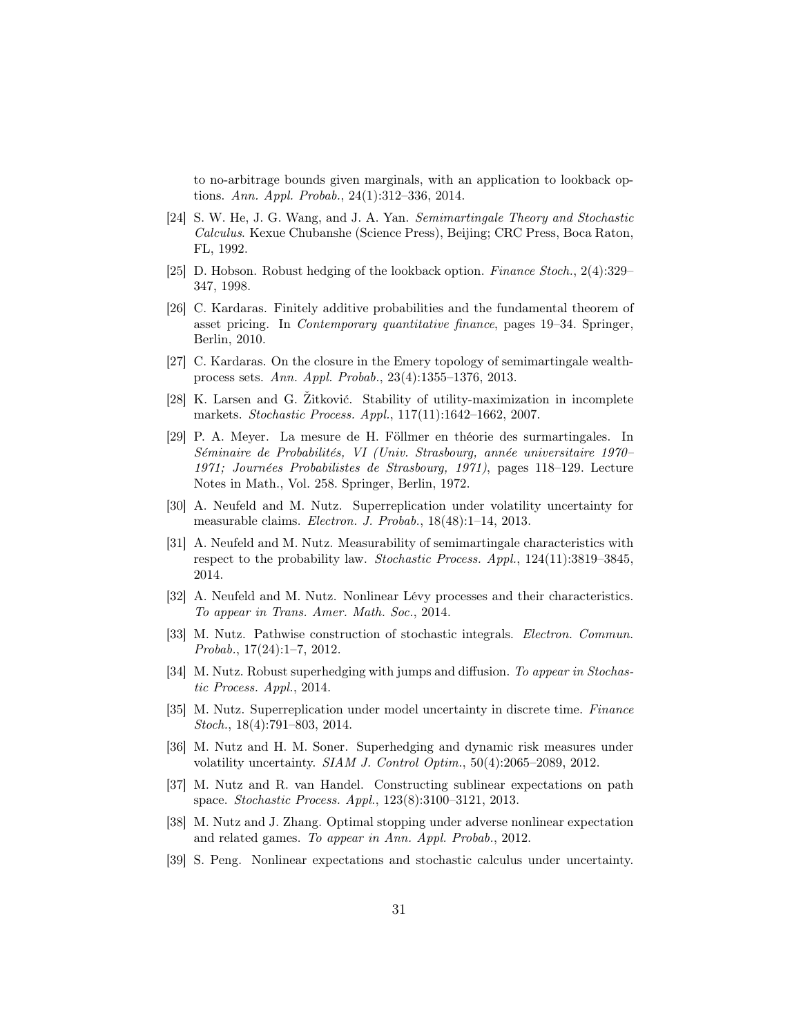to no-arbitrage bounds given marginals, with an application to lookback options. *Ann. Appl. Probab.*, 24(1):312–336, 2014.

[24] S. W. He, J. G. Wang, and J. A. Yan. *Semimartingale Theory and Stochastic Calculus*. Kexue Chubanshe (Science Press), Beijing; CRC Press, Boca Raton, FL, 1992.

[25] D. Hobson. Robust hedging of the lookback option. *Finance Stoch.*, 2(4):329–347, 1998.

[26] C. Kardaras. Finitely additive probabilities and the fundamental theorem of asset pricing. In *Contemporary quantitative finance*, pages 19–34. Springer, Berlin, 2010.

[27] C. Kardaras. On the closure in the Emery topology of semimartingale wealth-process sets. *Ann. Appl. Probab.*, 23(4):1355–1376, 2013.

[28] K. Larsen and G. Žitković. Stability of utility-maximization in incomplete markets. *Stochastic Process. Appl.*, 117(11):1642–1662, 2007.

[29] P. A. Meyer. La mesure de H. Föllmer en théorie des surmartingales. In *Séminaire de Probabilités, VI (Univ. Strasbourg, année universitaire 1970–1971; Journées Probabilistes de Strasbourg, 1971)*, pages 118–129. Lecture Notes in Math., Vol. 258. Springer, Berlin, 1972.

[30] A. Neufeld and M. Nutz. Superreplication under volatility uncertainty for measurable claims. *Electron. J. Probab.*, 18(48):1–14, 2013.

[31] A. Neufeld and M. Nutz. Measurability of semimartingale characteristics with respect to the probability law. *Stochastic Process. Appl.*, 124(11):3819–3845, 2014.

[32] A. Neufeld and M. Nutz. Nonlinear Lévy processes and their characteristics. *To appear in Trans. Amer. Math. Soc.*, 2014.

[33] M. Nutz. Pathwise construction of stochastic integrals. *Electron. Commun. Probab.*, 17(24):1–7, 2012.

[34] M. Nutz. Robust superhedging with jumps and diffusion. *To appear in Stochastic Process. Appl.*, 2014.

[35] M. Nutz. Superreplication under model uncertainty in discrete time. *Finance Stoch.*, 18(4):791–803, 2014.

[36] M. Nutz and H. M. Soner. Superhedging and dynamic risk measures under volatility uncertainty. *SIAM J. Control Optim.*, 50(4):2065–2089, 2012.

[37] M. Nutz and R. van Handel. Constructing sublinear expectations on path space. *Stochastic Process. Appl.*, 123(8):3100–3121, 2013.

[38] M. Nutz and J. Zhang. Optimal stopping under adverse nonlinear expectation and related games. *To appear in Ann. Appl. Probab.*, 2012.

[39] S. Peng. Nonlinear expectations and stochastic calculus under uncertainty.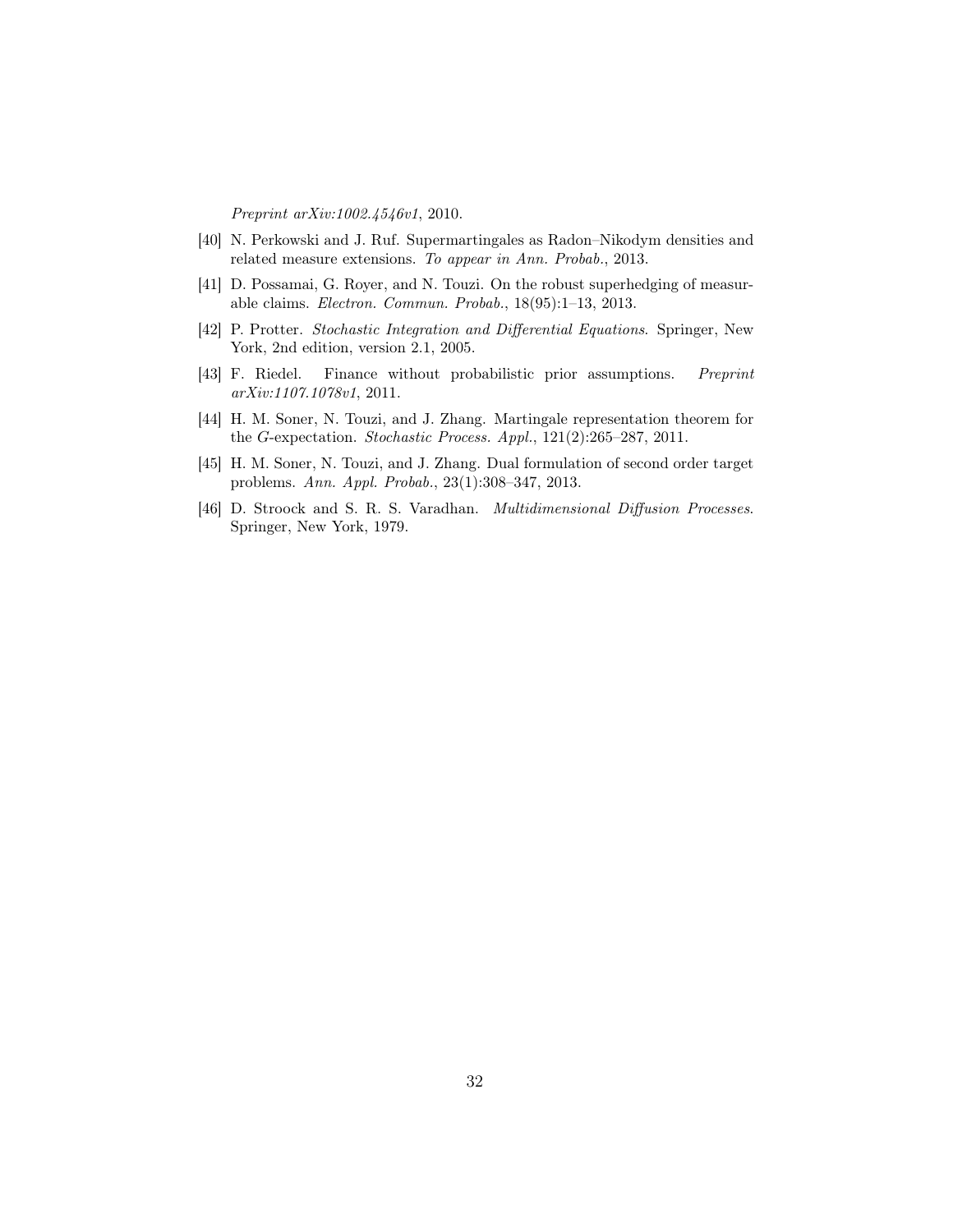*Preprint arXiv:1002.4546v1*, 2010.

[40] N. Perkowski and J. Ruf. Supermartingales as Radon–Nikodym densities and related measure extensions. *To appear in Ann. Probab.*, 2013.

[41] D. Possamai, G. Royer, and N. Touzi. On the robust superhedging of measurable claims. *Electron. Commun. Probab.*, 18(95):1–13, 2013.

[42] P. Protter. *Stochastic Integration and Differential Equations*. Springer, New York, 2nd edition, version 2.1, 2005.

[43] F. Riedel. Finance without probabilistic prior assumptions. *Preprint arXiv:1107.1078v1*, 2011.

[44] H. M. Soner, N. Touzi, and J. Zhang. Martingale representation theorem for the $G$-expectation. *Stochastic Process. Appl.*, 121(2):265–287, 2011.

[45] H. M. Soner, N. Touzi, and J. Zhang. Dual formulation of second order target problems. *Ann. Appl. Probab.*, 23(1):308–347, 2013.

[46] D. Stroock and S. R. S. Varadhan. *Multidimensional Diffusion Processes*. Springer, New York, 1979.